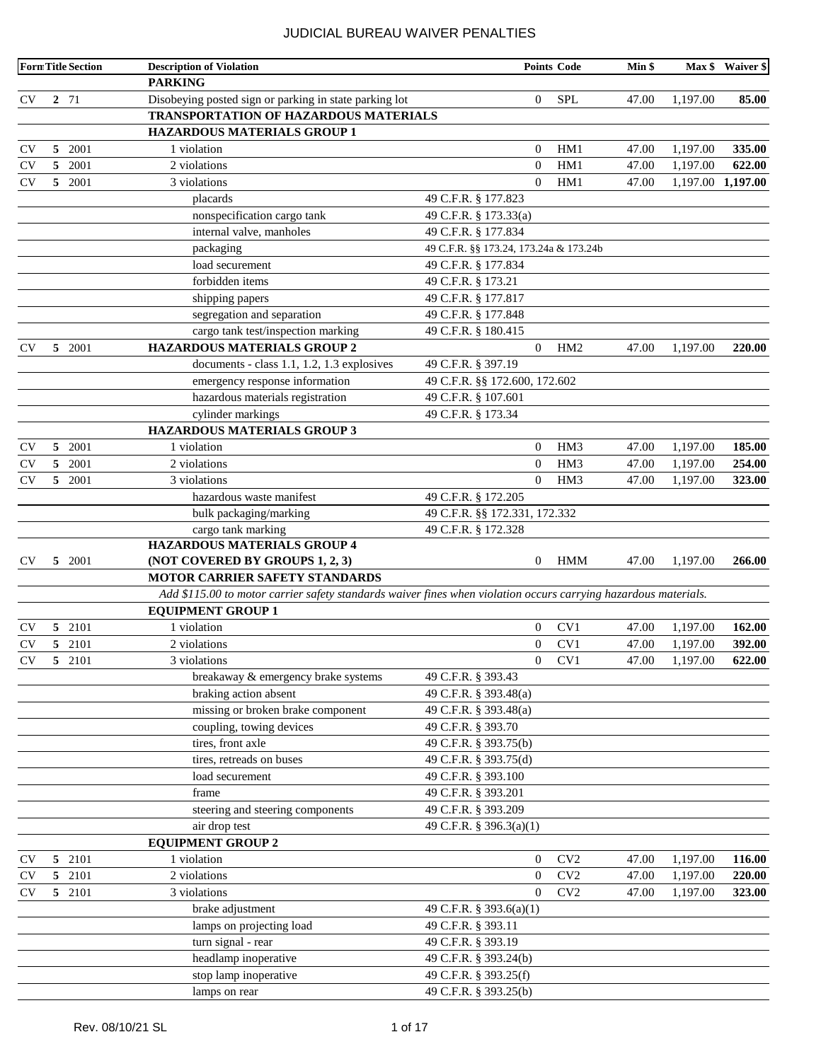# JUDICIAL BUREAU WAIVER PENALTIES

| Form | Title | Section | Description of Violation | | Points | Code | Min $ | Max $ | Waiver $ |
|---|---|---|---|---|---|---|---|---|---|
| | | | **PARKING** | | | | | | |
| CV | **2** | 71 | Disobeying posted sign or parking in state parking lot | | 0 | SPL | 47.00 | 1,197.00 | **85.00** |
| | | | **TRANSPORTATION OF HAZARDOUS MATERIALS** | | | | | | |
| | | | **HAZARDOUS MATERIALS GROUP 1** | | | | | | |
| CV | **5** | 2001 | 1 violation | | 0 | HM1 | 47.00 | 1,197.00 | **335.00** |
| CV | **5** | 2001 | 2 violations | | 0 | HM1 | 47.00 | 1,197.00 | **622.00** |
| CV | **5** | 2001 | 3 violations | | 0 | HM1 | 47.00 | 1,197.00 | **1,197.00** |
| | | | placards | 49 C.F.R. § 177.823 | | | | | |
| | | | nonspecification cargo tank | 49 C.F.R. § 173.33(a) | | | | | |
| | | | internal valve, manholes | 49 C.F.R. § 177.834 | | | | | |
| | | | packaging | 49 C.F.R. §§ 173.24, 173.24a & 173.24b | | | | | |
| | | | load securement | 49 C.F.R. § 177.834 | | | | | |
| | | | forbidden items | 49 C.F.R. § 173.21 | | | | | |
| | | | shipping papers | 49 C.F.R. § 177.817 | | | | | |
| | | | segregation and separation | 49 C.F.R. § 177.848 | | | | | |
| | | | cargo tank test/inspection marking | 49 C.F.R. § 180.415 | | | | | |
| CV | **5** | 2001 | **HAZARDOUS MATERIALS GROUP 2** | | 0 | HM2 | 47.00 | 1,197.00 | **220.00** |
| | | | documents - class 1.1, 1.2, 1.3 explosives | 49 C.F.R. § 397.19 | | | | | |
| | | | emergency response information | 49 C.F.R. §§ 172.600, 172.602 | | | | | |
| | | | hazardous materials registration | 49 C.F.R. § 107.601 | | | | | |
| | | | cylinder markings | 49 C.F.R. § 173.34 | | | | | |
| | | | **HAZARDOUS MATERIALS GROUP 3** | | | | | | |
| CV | **5** | 2001 | 1 violation | | 0 | HM3 | 47.00 | 1,197.00 | **185.00** |
| CV | **5** | 2001 | 2 violations | | 0 | HM3 | 47.00 | 1,197.00 | **254.00** |
| CV | **5** | 2001 | 3 violations | | 0 | HM3 | 47.00 | 1,197.00 | **323.00** |
| | | | hazardous waste manifest | 49 C.F.R. § 172.205 | | | | | |
| | | | bulk packaging/marking | 49 C.F.R. §§ 172.331, 172.332 | | | | | |
| | | | cargo tank marking | 49 C.F.R. § 172.328 | | | | | |
| CV | **5** | 2001 | **HAZARDOUS MATERIALS GROUP 4 (NOT COVERED BY GROUPS 1, 2, 3)** | | 0 | HMM | 47.00 | 1,197.00 | **266.00** |
| | | | **MOTOR CARRIER SAFETY STANDARDS** | | | | | | |
| | | | *Add $115.00 to motor carrier safety standards waiver fines when violation occurs carrying hazardous materials.* | | | | | | |
| | | | **EQUIPMENT GROUP 1** | | | | | | |
| CV | **5** | 2101 | 1 violation | | 0 | CV1 | 47.00 | 1,197.00 | **162.00** |
| CV | **5** | 2101 | 2 violations | | 0 | CV1 | 47.00 | 1,197.00 | **392.00** |
| CV | **5** | 2101 | 3 violations | | 0 | CV1 | 47.00 | 1,197.00 | **622.00** |
| | | | breakaway & emergency brake systems | 49 C.F.R. § 393.43 | | | | | |
| | | | braking action absent | 49 C.F.R. § 393.48(a) | | | | | |
| | | | missing or broken brake component | 49 C.F.R. § 393.48(a) | | | | | |
| | | | coupling, towing devices | 49 C.F.R. § 393.70 | | | | | |
| | | | tires, front axle | 49 C.F.R. § 393.75(b) | | | | | |
| | | | tires, retreads on buses | 49 C.F.R. § 393.75(d) | | | | | |
| | | | load securement | 49 C.F.R. § 393.100 | | | | | |
| | | | frame | 49 C.F.R. § 393.201 | | | | | |
| | | | steering and steering components | 49 C.F.R. § 393.209 | | | | | |
| | | | air drop test | 49 C.F.R. § 396.3(a)(1) | | | | | |
| | | | **EQUIPMENT GROUP 2** | | | | | | |
| CV | **5** | 2101 | 1 violation | | 0 | CV2 | 47.00 | 1,197.00 | **116.00** |
| CV | **5** | 2101 | 2 violations | | 0 | CV2 | 47.00 | 1,197.00 | **220.00** |
| CV | **5** | 2101 | 3 violations | | 0 | CV2 | 47.00 | 1,197.00 | **323.00** |
| | | | brake adjustment | 49 C.F.R. § 393.6(a)(1) | | | | | |
| | | | lamps on projecting load | 49 C.F.R. § 393.11 | | | | | |
| | | | turn signal - rear | 49 C.F.R. § 393.19 | | | | | |
| | | | headlamp inoperative | 49 C.F.R. § 393.24(b) | | | | | |
| | | | stop lamp inoperative | 49 C.F.R. § 393.25(f) | | | | | |
| | | | lamps on rear | 49 C.F.R. § 393.25(b) | | | | | |

Rev. 08/10/21 SL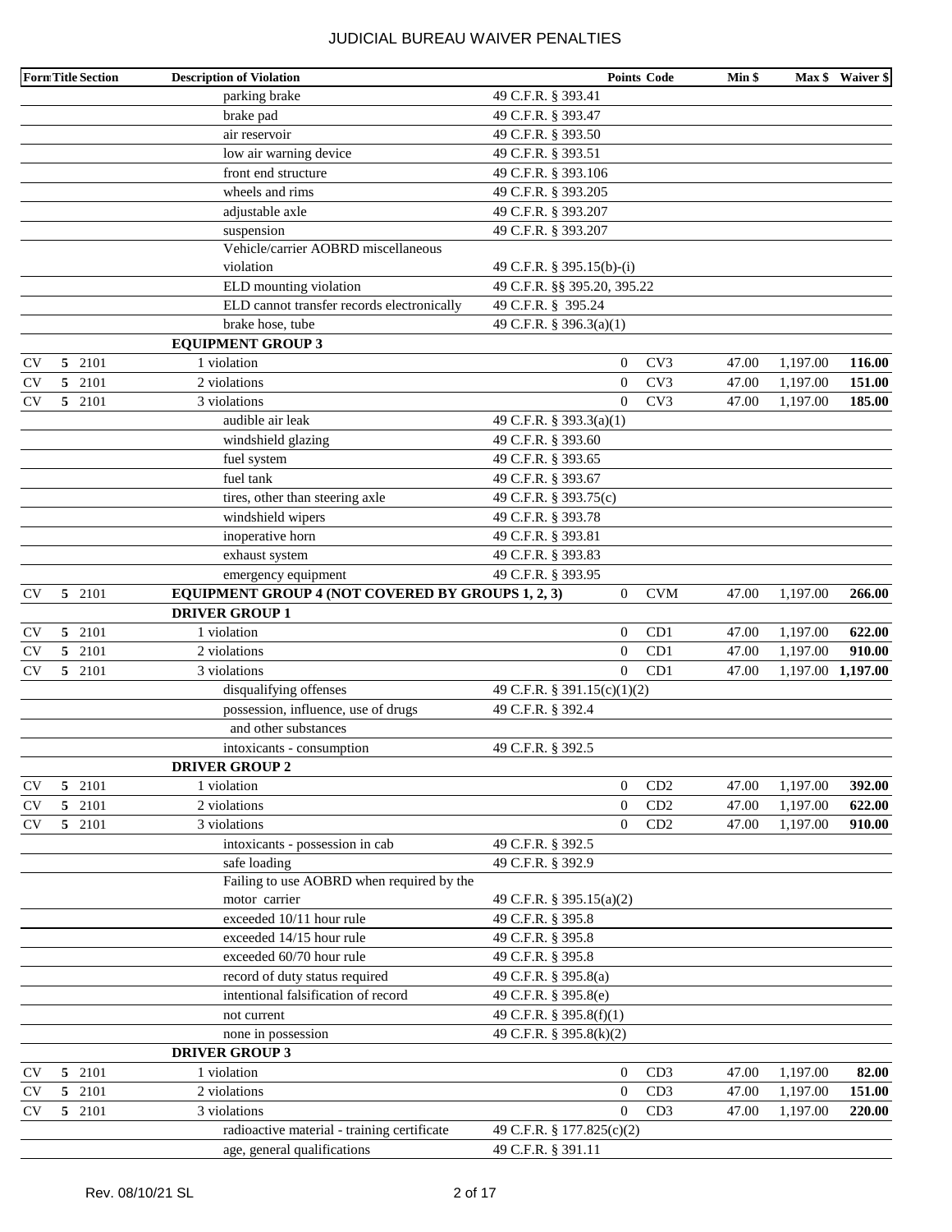| Form | Title | Section | Description of Violation | | Points | Code | Min $ | Max $ | Waiver $ |
|---|---|---|---|---|---|---|---|---|---|
| | | | parking brake | 49 C.F.R. § 393.41 | | | | | |
| | | | brake pad | 49 C.F.R. § 393.47 | | | | | |
| | | | air reservoir | 49 C.F.R. § 393.50 | | | | | |
| | | | low air warning device | 49 C.F.R. § 393.51 | | | | | |
| | | | front end structure | 49 C.F.R. § 393.106 | | | | | |
| | | | wheels and rims | 49 C.F.R. § 393.205 | | | | | |
| | | | adjustable axle | 49 C.F.R. § 393.207 | | | | | |
| | | | suspension | 49 C.F.R. § 393.207 | | | | | |
| | | | Vehicle/carrier AOBRD miscellaneous violation | 49 C.F.R. § 395.15(b)-(i) | | | | | |
| | | | ELD mounting violation | 49 C.F.R. §§ 395.20, 395.22 | | | | | |
| | | | ELD cannot transfer records electronically | 49 C.F.R. § 395.24 | | | | | |
| | | | brake hose, tube | 49 C.F.R. § 396.3(a)(1) | | | | | |
| | | | **EQUIPMENT GROUP 3** | | | | | | |
| CV | **5** | 2101 | 1 violation | | 0 | CV3 | 47.00 | 1,197.00 | **116.00** |
| CV | **5** | 2101 | 2 violations | | 0 | CV3 | 47.00 | 1,197.00 | **151.00** |
| CV | **5** | 2101 | 3 violations | | 0 | CV3 | 47.00 | 1,197.00 | **185.00** |
| | | | audible air leak | 49 C.F.R. § 393.3(a)(1) | | | | | |
| | | | windshield glazing | 49 C.F.R. § 393.60 | | | | | |
| | | | fuel system | 49 C.F.R. § 393.65 | | | | | |
| | | | fuel tank | 49 C.F.R. § 393.67 | | | | | |
| | | | tires, other than steering axle | 49 C.F.R. § 393.75(c) | | | | | |
| | | | windshield wipers | 49 C.F.R. § 393.78 | | | | | |
| | | | inoperative horn | 49 C.F.R. § 393.81 | | | | | |
| | | | exhaust system | 49 C.F.R. § 393.83 | | | | | |
| | | | emergency equipment | 49 C.F.R. § 393.95 | | | | | |
| CV | **5** | 2101 | **EQUIPMENT GROUP 4 (NOT COVERED BY GROUPS 1, 2, 3)** | | 0 | CVM | 47.00 | 1,197.00 | **266.00** |
| | | | **DRIVER GROUP 1** | | | | | | |
| CV | **5** | 2101 | 1 violation | | 0 | CD1 | 47.00 | 1,197.00 | **622.00** |
| CV | **5** | 2101 | 2 violations | | 0 | CD1 | 47.00 | 1,197.00 | **910.00** |
| CV | **5** | 2101 | 3 violations | | 0 | CD1 | 47.00 | 1,197.00 | **1,197.00** |
| | | | disqualifying offenses | 49 C.F.R. § 391.15(c)(1)(2) | | | | | |
| | | | possession, influence, use of drugs and other substances | 49 C.F.R. § 392.4 | | | | | |
| | | | intoxicants - consumption | 49 C.F.R. § 392.5 | | | | | |
| | | | **DRIVER GROUP 2** | | | | | | |
| CV | **5** | 2101 | 1 violation | | 0 | CD2 | 47.00 | 1,197.00 | **392.00** |
| CV | **5** | 2101 | 2 violations | | 0 | CD2 | 47.00 | 1,197.00 | **622.00** |
| CV | **5** | 2101 | 3 violations | | 0 | CD2 | 47.00 | 1,197.00 | **910.00** |
| | | | intoxicants - possession in cab | 49 C.F.R. § 392.5 | | | | | |
| | | | safe loading | 49 C.F.R. § 392.9 | | | | | |
| | | | Failing to use AOBRD when required by the motor carrier | 49 C.F.R. § 395.15(a)(2) | | | | | |
| | | | exceeded 10/11 hour rule | 49 C.F.R. § 395.8 | | | | | |
| | | | exceeded 14/15 hour rule | 49 C.F.R. § 395.8 | | | | | |
| | | | exceeded 60/70 hour rule | 49 C.F.R. § 395.8 | | | | | |
| | | | record of duty status required | 49 C.F.R. § 395.8(a) | | | | | |
| | | | intentional falsification of record | 49 C.F.R. § 395.8(e) | | | | | |
| | | | not current | 49 C.F.R. § 395.8(f)(1) | | | | | |
| | | | none in possession | 49 C.F.R. § 395.8(k)(2) | | | | | |
| | | | **DRIVER GROUP 3** | | | | | | |
| CV | **5** | 2101 | 1 violation | | 0 | CD3 | 47.00 | 1,197.00 | **82.00** |
| CV | **5** | 2101 | 2 violations | | 0 | CD3 | 47.00 | 1,197.00 | **151.00** |
| CV | **5** | 2101 | 3 violations | | 0 | CD3 | 47.00 | 1,197.00 | **220.00** |
| | | | radioactive material - training certificate | 49 C.F.R. § 177.825(c)(2) | | | | | |
| | | | age, general qualifications | 49 C.F.R. § 391.11 | | | | | |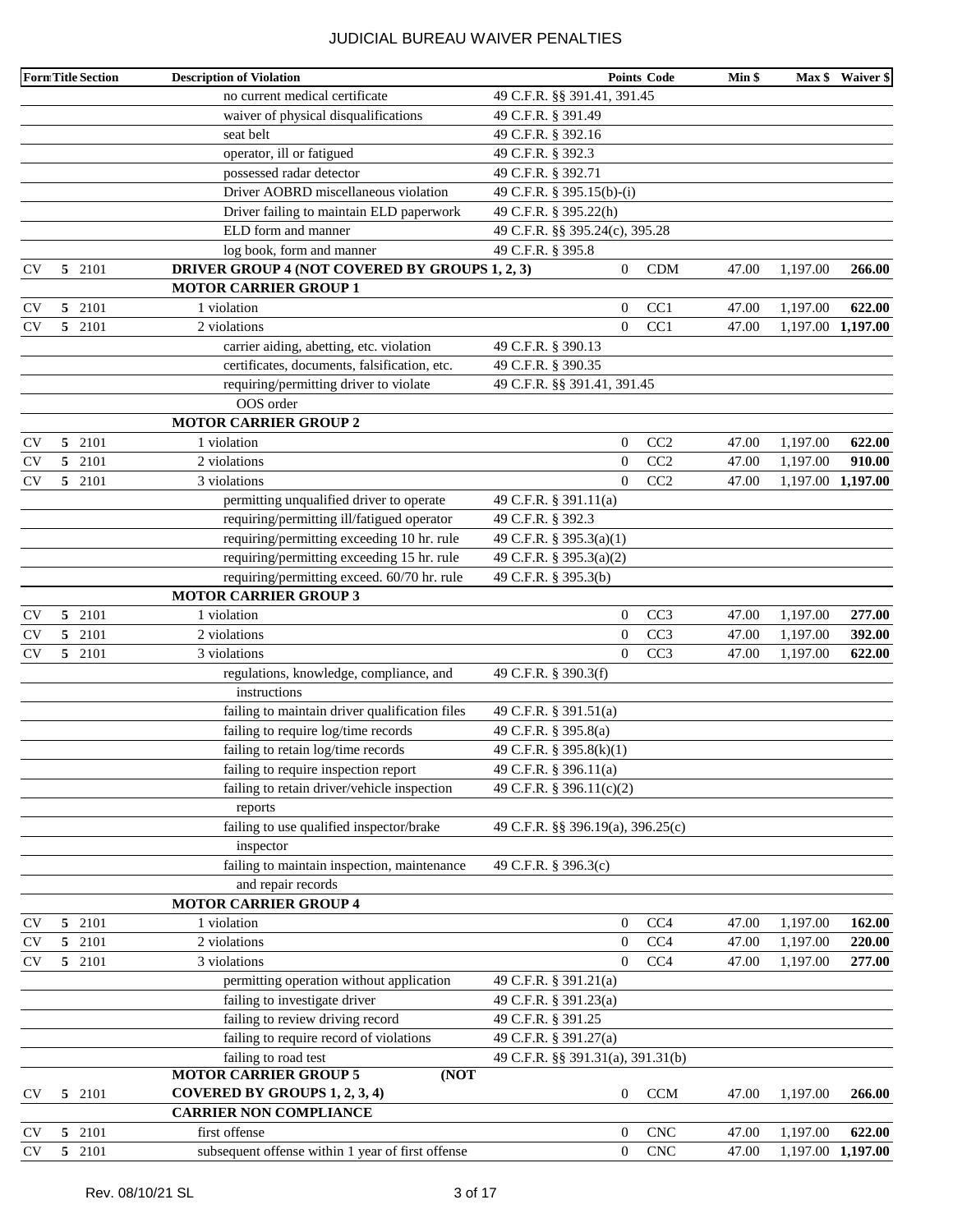# JUDICIAL BUREAU WAIVER PENALTIES

| Form | Title | Section | Description of Violation | | Points | Code | Min $ | Max $ | Waiver $ |
|---|---|---|---|---|---|---|---|---|---|
| | | | no current medical certificate | 49 C.F.R. §§ 391.41, 391.45 | | | | | |
| | | | waiver of physical disqualifications | 49 C.F.R. § 391.49 | | | | | |
| | | | seat belt | 49 C.F.R. § 392.16 | | | | | |
| | | | operator, ill or fatigued | 49 C.F.R. § 392.3 | | | | | |
| | | | possessed radar detector | 49 C.F.R. § 392.71 | | | | | |
| | | | Driver AOBRD miscellaneous violation | 49 C.F.R. § 395.15(b)-(i) | | | | | |
| | | | Driver failing to maintain ELD paperwork | 49 C.F.R. § 395.22(h) | | | | | |
| | | | ELD form and manner | 49 C.F.R. §§ 395.24(c), 395.28 | | | | | |
| | | | log book, form and manner | 49 C.F.R. § 395.8 | | | | | |
| CV | 5 | 2101 | **DRIVER GROUP 4 (NOT COVERED BY GROUPS 1, 2, 3)** | | 0 | CDM | 47.00 | 1,197.00 | **266.00** |
| | | | **MOTOR CARRIER GROUP 1** | | | | | | |
| CV | 5 | 2101 | 1 violation | | 0 | CC1 | 47.00 | 1,197.00 | **622.00** |
| CV | 5 | 2101 | 2 violations | | 0 | CC1 | 47.00 | 1,197.00 | **1,197.00** |
| | | | carrier aiding, abetting, etc. violation | 49 C.F.R. § 390.13 | | | | | |
| | | | certificates, documents, falsification, etc. | 49 C.F.R. § 390.35 | | | | | |
| | | | requiring/permitting driver to violate OOS order | 49 C.F.R. §§ 391.41, 391.45 | | | | | |
| | | | **MOTOR CARRIER GROUP 2** | | | | | | |
| CV | 5 | 2101 | 1 violation | | 0 | CC2 | 47.00 | 1,197.00 | **622.00** |
| CV | 5 | 2101 | 2 violations | | 0 | CC2 | 47.00 | 1,197.00 | **910.00** |
| CV | 5 | 2101 | 3 violations | | 0 | CC2 | 47.00 | 1,197.00 | **1,197.00** |
| | | | permitting unqualified driver to operate | 49 C.F.R. § 391.11(a) | | | | | |
| | | | requiring/permitting ill/fatigued operator | 49 C.F.R. § 392.3 | | | | | |
| | | | requiring/permitting exceeding 10 hr. rule | 49 C.F.R. § 395.3(a)(1) | | | | | |
| | | | requiring/permitting exceeding 15 hr. rule | 49 C.F.R. § 395.3(a)(2) | | | | | |
| | | | requiring/permitting exceed. 60/70 hr. rule | 49 C.F.R. § 395.3(b) | | | | | |
| | | | **MOTOR CARRIER GROUP 3** | | | | | | |
| CV | 5 | 2101 | 1 violation | | 0 | CC3 | 47.00 | 1,197.00 | **277.00** |
| CV | 5 | 2101 | 2 violations | | 0 | CC3 | 47.00 | 1,197.00 | **392.00** |
| CV | 5 | 2101 | 3 violations | | 0 | CC3 | 47.00 | 1,197.00 | **622.00** |
| | | | regulations, knowledge, compliance, and instructions | 49 C.F.R. § 390.3(f) | | | | | |
| | | | failing to maintain driver qualification files | 49 C.F.R. § 391.51(a) | | | | | |
| | | | failing to require log/time records | 49 C.F.R. § 395.8(a) | | | | | |
| | | | failing to retain log/time records | 49 C.F.R. § 395.8(k)(1) | | | | | |
| | | | failing to require inspection report | 49 C.F.R. § 396.11(a) | | | | | |
| | | | failing to retain driver/vehicle inspection reports | 49 C.F.R. § 396.11(c)(2) | | | | | |
| | | | failing to use qualified inspector/brake inspector | 49 C.F.R. §§ 396.19(a), 396.25(c) | | | | | |
| | | | failing to maintain inspection, maintenance and repair records | 49 C.F.R. § 396.3(c) | | | | | |
| | | | **MOTOR CARRIER GROUP 4** | | | | | | |
| CV | 5 | 2101 | 1 violation | | 0 | CC4 | 47.00 | 1,197.00 | **162.00** |
| CV | 5 | 2101 | 2 violations | | 0 | CC4 | 47.00 | 1,197.00 | **220.00** |
| CV | 5 | 2101 | 3 violations | | 0 | CC4 | 47.00 | 1,197.00 | **277.00** |
| | | | permitting operation without application | 49 C.F.R. § 391.21(a) | | | | | |
| | | | failing to investigate driver | 49 C.F.R. § 391.23(a) | | | | | |
| | | | failing to review driving record | 49 C.F.R. § 391.25 | | | | | |
| | | | failing to require record of violations | 49 C.F.R. § 391.27(a) | | | | | |
| | | | failing to road test | 49 C.F.R. §§ 391.31(a), 391.31(b) | | | | | |
| CV | 5 | 2101 | **MOTOR CARRIER GROUP 5 (NOT COVERED BY GROUPS 1, 2, 3, 4)** | | 0 | CCM | 47.00 | 1,197.00 | **266.00** |
| | | | **CARRIER NON COMPLIANCE** | | | | | | |
| CV | 5 | 2101 | first offense | | 0 | CNC | 47.00 | 1,197.00 | **622.00** |
| CV | 5 | 2101 | subsequent offense within 1 year of first offense | | 0 | CNC | 47.00 | 1,197.00 | **1,197.00** |

Rev. 08/10/21 SL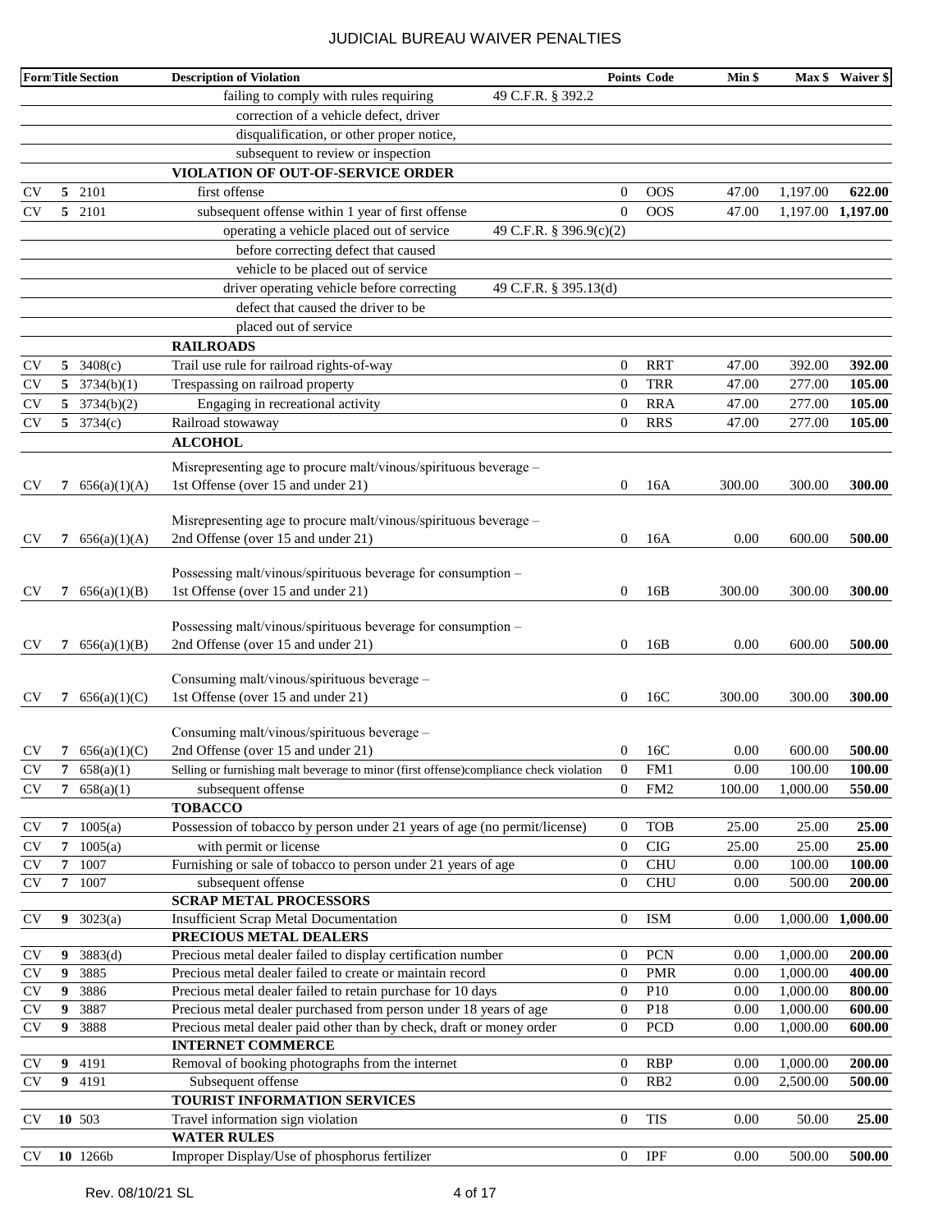# JUDICIAL BUREAU WAIVER PENALTIES

| Form | Title | Section | Description of Violation | | Points | Code | Min $ | Max $ | Waiver $ |
|---|---|---|---|---|---|---|---|---|---|
| | | | failing to comply with rules requiring | 49 C.F.R. § 392.2 | | | | | |
| | | | correction of a vehicle defect, driver | | | | | | |
| | | | disqualification, or other proper notice, | | | | | | |
| | | | subsequent to review or inspection | | | | | | |
| | | | **VIOLATION OF OUT-OF-SERVICE ORDER** | | | | | | |
| CV | 5 | 2101 | first offense | | 0 | OOS | 47.00 | 1,197.00 | **622.00** |
| CV | 5 | 2101 | subsequent offense within 1 year of first offense | | 0 | OOS | 47.00 | 1,197.00 | **1,197.00** |
| | | | operating a vehicle placed out of service | 49 C.F.R. § 396.9(c)(2) | | | | | |
| | | | before correcting defect that caused | | | | | | |
| | | | vehicle to be placed out of service | | | | | | |
| | | | driver operating vehicle before correcting | 49 C.F.R. § 395.13(d) | | | | | |
| | | | defect that caused the driver to be | | | | | | |
| | | | placed out of service | | | | | | |
| | | | **RAILROADS** | | | | | | |
| CV | 5 | 3408(c) | Trail use rule for railroad rights-of-way | | 0 | RRT | 47.00 | 392.00 | **392.00** |
| CV | 5 | 3734(b)(1) | Trespassing on railroad property | | 0 | TRR | 47.00 | 277.00 | **105.00** |
| CV | 5 | 3734(b)(2) | Engaging in recreational activity | | 0 | RRA | 47.00 | 277.00 | **105.00** |
| CV | 5 | 3734(c) | Railroad stowaway | | 0 | RRS | 47.00 | 277.00 | **105.00** |
| | | | **ALCOHOL** | | | | | | |
| CV | 7 | 656(a)(1)(A) | Misrepresenting age to procure malt/vinous/spirituous beverage – 1st Offense (over 15 and under 21) | | 0 | 16A | 300.00 | 300.00 | **300.00** |
| CV | 7 | 656(a)(1)(A) | Misrepresenting age to procure malt/vinous/spirituous beverage – 2nd Offense (over 15 and under 21) | | 0 | 16A | 0.00 | 600.00 | **500.00** |
| CV | 7 | 656(a)(1)(B) | Possessing malt/vinous/spirituous beverage for consumption – 1st Offense (over 15 and under 21) | | 0 | 16B | 300.00 | 300.00 | **300.00** |
| CV | 7 | 656(a)(1)(B) | Possessing malt/vinous/spirituous beverage for consumption – 2nd Offense (over 15 and under 21) | | 0 | 16B | 0.00 | 600.00 | **500.00** |
| CV | 7 | 656(a)(1)(C) | Consuming malt/vinous/spirituous beverage – 1st Offense (over 15 and under 21) | | 0 | 16C | 300.00 | 300.00 | **300.00** |
| CV | 7 | 656(a)(1)(C) | Consuming malt/vinous/spirituous beverage – 2nd Offense (over 15 and under 21) | | 0 | 16C | 0.00 | 600.00 | **500.00** |
| CV | 7 | 658(a)(1) | Selling or furnishing malt beverage to minor (first offense)compliance check violation | | 0 | FM1 | 0.00 | 100.00 | **100.00** |
| CV | 7 | 658(a)(1) | subsequent offense | | 0 | FM2 | 100.00 | 1,000.00 | **550.00** |
| | | | **TOBACCO** | | | | | | |
| CV | 7 | 1005(a) | Possession of tobacco by person under 21 years of age (no permit/license) | | 0 | TOB | 25.00 | 25.00 | **25.00** |
| CV | 7 | 1005(a) | with permit or license | | 0 | CIG | 25.00 | 25.00 | **25.00** |
| CV | 7 | 1007 | Furnishing or sale of tobacco to person under 21 years of age | | 0 | CHU | 0.00 | 100.00 | **100.00** |
| CV | 7 | 1007 | subsequent offense | | 0 | CHU | 0.00 | 500.00 | **200.00** |
| | | | **SCRAP METAL PROCESSORS** | | | | | | |
| CV | 9 | 3023(a) | Insufficient Scrap Metal Documentation | | 0 | ISM | 0.00 | 1,000.00 | **1,000.00** |
| | | | **PRECIOUS METAL DEALERS** | | | | | | |
| CV | 9 | 3883(d) | Precious metal dealer failed to display certification number | | 0 | PCN | 0.00 | 1,000.00 | **200.00** |
| CV | 9 | 3885 | Precious metal dealer failed to create or maintain record | | 0 | PMR | 0.00 | 1,000.00 | **400.00** |
| CV | 9 | 3886 | Precious metal dealer failed to retain purchase for 10 days | | 0 | P10 | 0.00 | 1,000.00 | **800.00** |
| CV | 9 | 3887 | Precious metal dealer purchased from person under 18 years of age | | 0 | P18 | 0.00 | 1,000.00 | **600.00** |
| CV | 9 | 3888 | Precious metal dealer paid other than by check, draft or money order | | 0 | PCD | 0.00 | 1,000.00 | **600.00** |
| | | | **INTERNET COMMERCE** | | | | | | |
| CV | 9 | 4191 | Removal of booking photographs from the internet | | 0 | RBP | 0.00 | 1,000.00 | **200.00** |
| CV | 9 | 4191 | Subsequent offense | | 0 | RB2 | 0.00 | 2,500.00 | **500.00** |
| | | | **TOURIST INFORMATION SERVICES** | | | | | | |
| CV | 10 | 503 | Travel information sign violation | | 0 | TIS | 0.00 | 50.00 | **25.00** |
| | | | **WATER RULES** | | | | | | |
| CV | 10 | 1266b | Improper Display/Use of phosphorus fertilizer | | 0 | IPF | 0.00 | 500.00 | **500.00** |

Rev. 08/10/21 SL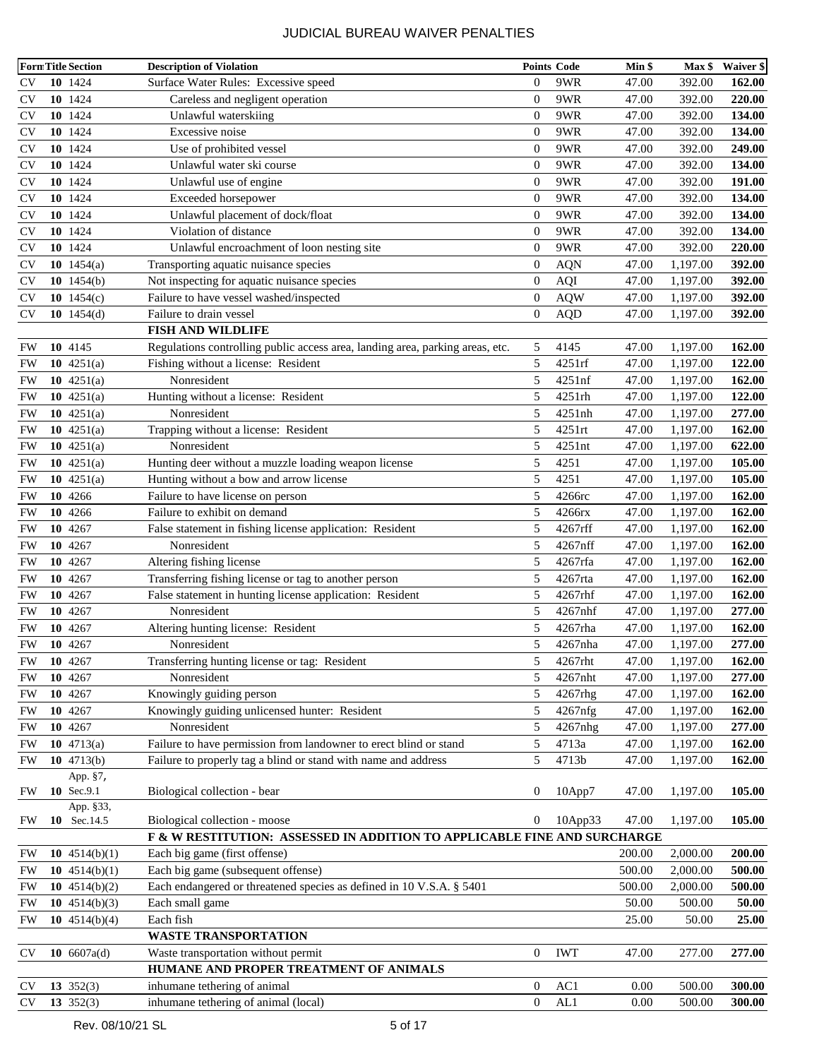# JUDICIAL BUREAU WAIVER PENALTIES

| Form | Title | Section | Description of Violation | Points | Code | Min $ | Max $ | Waiver $ |
|---|---|---|---|---|---|---|---|---|
| CV | 10 | 1424 | Surface Water Rules: Excessive speed | 0 | 9WR | 47.00 | 392.00 | **162.00** |
| CV | 10 | 1424 | Careless and negligent operation | 0 | 9WR | 47.00 | 392.00 | **220.00** |
| CV | 10 | 1424 | Unlawful waterskiing | 0 | 9WR | 47.00 | 392.00 | **134.00** |
| CV | 10 | 1424 | Excessive noise | 0 | 9WR | 47.00 | 392.00 | **134.00** |
| CV | 10 | 1424 | Use of prohibited vessel | 0 | 9WR | 47.00 | 392.00 | **249.00** |
| CV | 10 | 1424 | Unlawful water ski course | 0 | 9WR | 47.00 | 392.00 | **134.00** |
| CV | 10 | 1424 | Unlawful use of engine | 0 | 9WR | 47.00 | 392.00 | **191.00** |
| CV | 10 | 1424 | Exceeded horsepower | 0 | 9WR | 47.00 | 392.00 | **134.00** |
| CV | 10 | 1424 | Unlawful placement of dock/float | 0 | 9WR | 47.00 | 392.00 | **134.00** |
| CV | 10 | 1424 | Violation of distance | 0 | 9WR | 47.00 | 392.00 | **134.00** |
| CV | 10 | 1424 | Unlawful encroachment of loon nesting site | 0 | 9WR | 47.00 | 392.00 | **220.00** |
| CV | 10 | 1454(a) | Transporting aquatic nuisance species | 0 | AQN | 47.00 | 1,197.00 | **392.00** |
| CV | 10 | 1454(b) | Not inspecting for aquatic nuisance species | 0 | AQI | 47.00 | 1,197.00 | **392.00** |
| CV | 10 | 1454(c) | Failure to have vessel washed/inspected | 0 | AQW | 47.00 | 1,197.00 | **392.00** |
| CV | 10 | 1454(d) | Failure to drain vessel | 0 | AQD | 47.00 | 1,197.00 | **392.00** |
| | | | **FISH AND WILDLIFE** | | | | | |
| FW | 10 | 4145 | Regulations controlling public access area, landing area, parking areas, etc. | 5 | 4145 | 47.00 | 1,197.00 | **162.00** |
| FW | 10 | 4251(a) | Fishing without a license: Resident | 5 | 4251rf | 47.00 | 1,197.00 | **122.00** |
| FW | 10 | 4251(a) | Nonresident | 5 | 4251nf | 47.00 | 1,197.00 | **162.00** |
| FW | 10 | 4251(a) | Hunting without a license: Resident | 5 | 4251rh | 47.00 | 1,197.00 | **122.00** |
| FW | 10 | 4251(a) | Nonresident | 5 | 4251nh | 47.00 | 1,197.00 | **277.00** |
| FW | 10 | 4251(a) | Trapping without a license: Resident | 5 | 4251rt | 47.00 | 1,197.00 | **162.00** |
| FW | 10 | 4251(a) | Nonresident | 5 | 4251nt | 47.00 | 1,197.00 | **622.00** |
| FW | 10 | 4251(a) | Hunting deer without a muzzle loading weapon license | 5 | 4251 | 47.00 | 1,197.00 | **105.00** |
| FW | 10 | 4251(a) | Hunting without a bow and arrow license | 5 | 4251 | 47.00 | 1,197.00 | **105.00** |
| FW | 10 | 4266 | Failure to have license on person | 5 | 4266rc | 47.00 | 1,197.00 | **162.00** |
| FW | 10 | 4266 | Failure to exhibit on demand | 5 | 4266rx | 47.00 | 1,197.00 | **162.00** |
| FW | 10 | 4267 | False statement in fishing license application: Resident | 5 | 4267rff | 47.00 | 1,197.00 | **162.00** |
| FW | 10 | 4267 | Nonresident | 5 | 4267nff | 47.00 | 1,197.00 | **162.00** |
| FW | 10 | 4267 | Altering fishing license | 5 | 4267rfa | 47.00 | 1,197.00 | **162.00** |
| FW | 10 | 4267 | Transferring fishing license or tag to another person | 5 | 4267rta | 47.00 | 1,197.00 | **162.00** |
| FW | 10 | 4267 | False statement in hunting license application: Resident | 5 | 4267rhf | 47.00 | 1,197.00 | **162.00** |
| FW | 10 | 4267 | Nonresident | 5 | 4267nhf | 47.00 | 1,197.00 | **277.00** |
| FW | 10 | 4267 | Altering hunting license: Resident | 5 | 4267rha | 47.00 | 1,197.00 | **162.00** |
| FW | 10 | 4267 | Nonresident | 5 | 4267nha | 47.00 | 1,197.00 | **277.00** |
| FW | 10 | 4267 | Transferring hunting license or tag: Resident | 5 | 4267rht | 47.00 | 1,197.00 | **162.00** |
| FW | 10 | 4267 | Nonresident | 5 | 4267nht | 47.00 | 1,197.00 | **277.00** |
| FW | 10 | 4267 | Knowingly guiding person | 5 | 4267rhg | 47.00 | 1,197.00 | **162.00** |
| FW | 10 | 4267 | Knowingly guiding unlicensed hunter: Resident | 5 | 4267nfg | 47.00 | 1,197.00 | **162.00** |
| FW | 10 | 4267 | Nonresident | 5 | 4267nhg | 47.00 | 1,197.00 | **277.00** |
| FW | 10 | 4713(a) | Failure to have permission from landowner to erect blind or stand | 5 | 4713a | 47.00 | 1,197.00 | **162.00** |
| FW | 10 | 4713(b) | Failure to properly tag a blind or stand with name and address | 5 | 4713b | 47.00 | 1,197.00 | **162.00** |
| FW | 10 | App. §7, Sec.9.1 | Biological collection - bear | 0 | 10App7 | 47.00 | 1,197.00 | **105.00** |
| FW | 10 | App. §33, Sec.14.5 | Biological collection - moose | 0 | 10App33 | 47.00 | 1,197.00 | **105.00** |
| | | | **F & W RESTITUTION: ASSESSED IN ADDITION TO APPLICABLE FINE AND SURCHARGE** | | | | | |
| FW | 10 | 4514(b)(1) | Each big game (first offense) | | | 200.00 | 2,000.00 | **200.00** |
| FW | 10 | 4514(b)(1) | Each big game (subsequent offense) | | | 500.00 | 2,000.00 | **500.00** |
| FW | 10 | 4514(b)(2) | Each endangered or threatened species as defined in 10 V.S.A. § 5401 | | | 500.00 | 2,000.00 | **500.00** |
| FW | 10 | 4514(b)(3) | Each small game | | | 50.00 | 500.00 | **50.00** |
| FW | 10 | 4514(b)(4) | Each fish | | | 25.00 | 50.00 | **25.00** |
| | | | **WASTE TRANSPORTATION** | | | | | |
| CV | 10 | 6607a(d) | Waste transportation without permit | 0 | IWT | 47.00 | 277.00 | **277.00** |
| | | | **HUMANE AND PROPER TREATMENT OF ANIMALS** | | | | | |
| CV | 13 | 352(3) | inhumane tethering of animal | 0 | AC1 | 0.00 | 500.00 | **300.00** |
| CV | 13 | 352(3) | inhumane tethering of animal (local) | 0 | AL1 | 0.00 | 500.00 | **300.00** |

Rev. 08/10/21 SL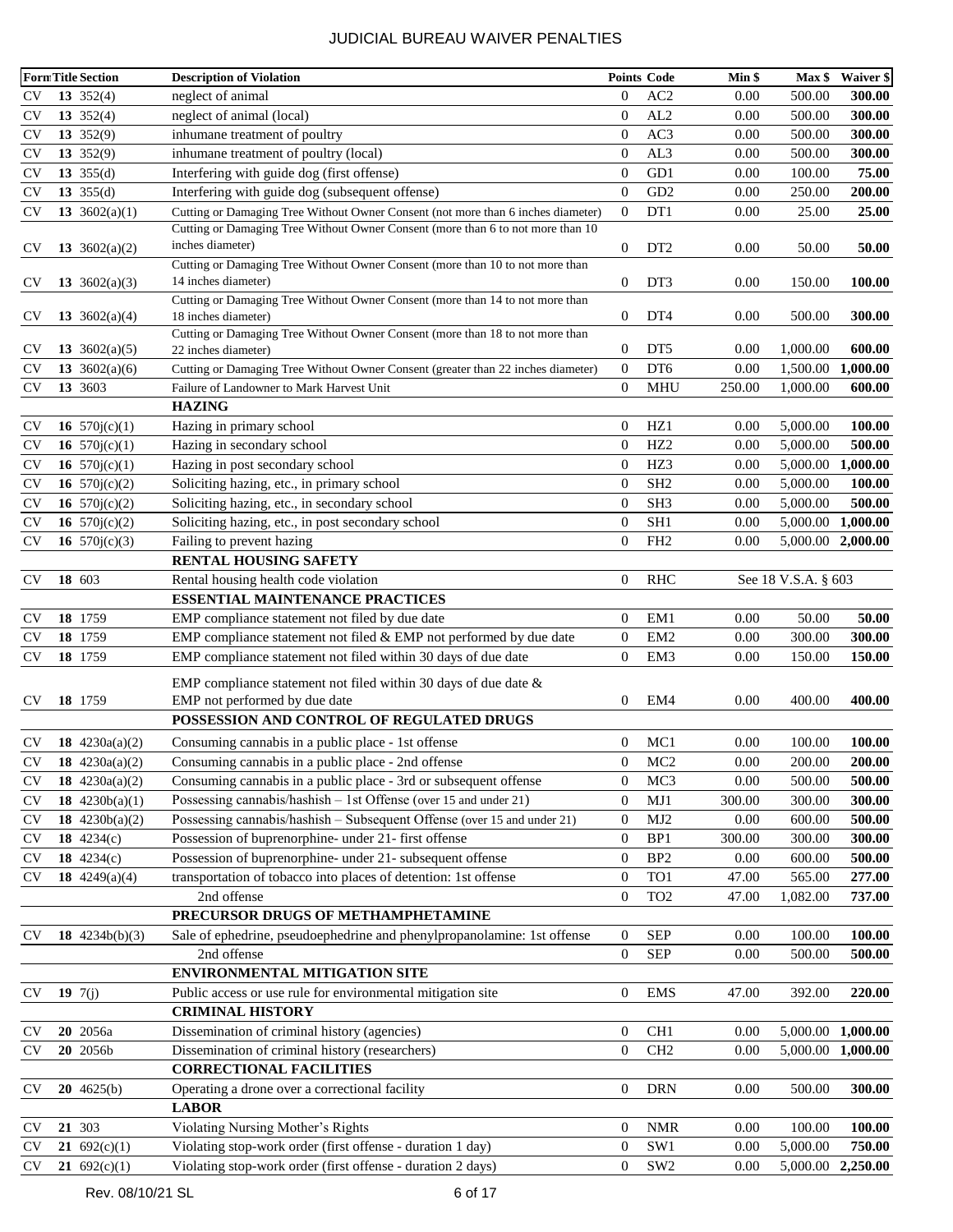# JUDICIAL BUREAU WAIVER PENALTIES

| Form | Title | Section | Description of Violation | Points | Code | Min $ | Max $ | Waiver $ |
|---|---|---|---|---|---|---|---|---|
| CV | 13 | 352(4) | neglect of animal | 0 | AC2 | 0.00 | 500.00 | **300.00** |
| CV | 13 | 352(4) | neglect of animal (local) | 0 | AL2 | 0.00 | 500.00 | **300.00** |
| CV | 13 | 352(9) | inhumane treatment of poultry | 0 | AC3 | 0.00 | 500.00 | **300.00** |
| CV | 13 | 352(9) | inhumane treatment of poultry (local) | 0 | AL3 | 0.00 | 500.00 | **300.00** |
| CV | 13 | 355(d) | Interfering with guide dog (first offense) | 0 | GD1 | 0.00 | 100.00 | **75.00** |
| CV | 13 | 355(d) | Interfering with guide dog (subsequent offense) | 0 | GD2 | 0.00 | 250.00 | **200.00** |
| CV | 13 | 3602(a)(1) | Cutting or Damaging Tree Without Owner Consent (not more than 6 inches diameter) | 0 | DT1 | 0.00 | 25.00 | **25.00** |
| CV | 13 | 3602(a)(2) | Cutting or Damaging Tree Without Owner Consent (more than 6 to not more than 10 inches diameter) | 0 | DT2 | 0.00 | 50.00 | **50.00** |
| CV | 13 | 3602(a)(3) | Cutting or Damaging Tree Without Owner Consent (more than 10 to not more than 14 inches diameter) | 0 | DT3 | 0.00 | 150.00 | **100.00** |
| CV | 13 | 3602(a)(4) | Cutting or Damaging Tree Without Owner Consent (more than 14 to not more than 18 inches diameter) | 0 | DT4 | 0.00 | 500.00 | **300.00** |
| CV | 13 | 3602(a)(5) | Cutting or Damaging Tree Without Owner Consent (more than 18 to not more than 22 inches diameter) | 0 | DT5 | 0.00 | 1,000.00 | **600.00** |
| CV | 13 | 3602(a)(6) | Cutting or Damaging Tree Without Owner Consent (greater than 22 inches diameter) | 0 | DT6 | 0.00 | 1,500.00 | **1,000.00** |
| CV | 13 | 3603 | Failure of Landowner to Mark Harvest Unit | 0 | MHU | 250.00 | 1,000.00 | **600.00** |
| | | | **HAZING** | | | | | |
| CV | 16 | 570j(c)(1) | Hazing in primary school | 0 | HZ1 | 0.00 | 5,000.00 | **100.00** |
| CV | 16 | 570j(c)(1) | Hazing in secondary school | 0 | HZ2 | 0.00 | 5,000.00 | **500.00** |
| CV | 16 | 570j(c)(1) | Hazing in post secondary school | 0 | HZ3 | 0.00 | 5,000.00 | **1,000.00** |
| CV | 16 | 570j(c)(2) | Soliciting hazing, etc., in primary school | 0 | SH2 | 0.00 | 5,000.00 | **100.00** |
| CV | 16 | 570j(c)(2) | Soliciting hazing, etc., in secondary school | 0 | SH3 | 0.00 | 5,000.00 | **500.00** |
| CV | 16 | 570j(c)(2) | Soliciting hazing, etc., in post secondary school | 0 | SH1 | 0.00 | 5,000.00 | **1,000.00** |
| CV | 16 | 570j(c)(3) | Failing to prevent hazing | 0 | FH2 | 0.00 | 5,000.00 | **2,000.00** |
| | | | **RENTAL HOUSING SAFETY** | | | | | |
| CV | 18 | 603 | Rental housing health code violation | 0 | RHC | | See 18 V.S.A. § 603 | |
| | | | **ESSENTIAL MAINTENANCE PRACTICES** | | | | | |
| CV | 18 | 1759 | EMP compliance statement not filed by due date | 0 | EM1 | 0.00 | 50.00 | **50.00** |
| CV | 18 | 1759 | EMP compliance statement not filed & EMP not performed by due date | 0 | EM2 | 0.00 | 300.00 | **300.00** |
| CV | 18 | 1759 | EMP compliance statement not filed within 30 days of due date | 0 | EM3 | 0.00 | 150.00 | **150.00** |
| CV | 18 | 1759 | EMP compliance statement not filed within 30 days of due date & EMP not performed by due date | 0 | EM4 | 0.00 | 400.00 | **400.00** |
| | | | **POSSESSION AND CONTROL OF REGULATED DRUGS** | | | | | |
| CV | 18 | 4230a(a)(2) | Consuming cannabis in a public place - 1st offense | 0 | MC1 | 0.00 | 100.00 | **100.00** |
| CV | 18 | 4230a(a)(2) | Consuming cannabis in a public place - 2nd offense | 0 | MC2 | 0.00 | 200.00 | **200.00** |
| CV | 18 | 4230a(a)(2) | Consuming cannabis in a public place - 3rd or subsequent offense | 0 | MC3 | 0.00 | 500.00 | **500.00** |
| CV | 18 | 4230b(a)(1) | Possessing cannabis/hashish – 1st Offense (over 15 and under 21) | 0 | MJ1 | 300.00 | 300.00 | **300.00** |
| CV | 18 | 4230b(a)(2) | Possessing cannabis/hashish – Subsequent Offense (over 15 and under 21) | 0 | MJ2 | 0.00 | 600.00 | **500.00** |
| CV | 18 | 4234(c) | Possession of buprenorphine- under 21- first offense | 0 | BP1 | 300.00 | 300.00 | **300.00** |
| CV | 18 | 4234(c) | Possession of buprenorphine- under 21- subsequent offense | 0 | BP2 | 0.00 | 600.00 | **500.00** |
| CV | 18 | 4249(a)(4) | transportation of tobacco into places of detention: 1st offense | 0 | TO1 | 47.00 | 565.00 | **277.00** |
| | | | 2nd offense | 0 | TO2 | 47.00 | 1,082.00 | **737.00** |
| | | | **PRECURSOR DRUGS OF METHAMPHETAMINE** | | | | | |
| CV | 18 | 4234b(b)(3) | Sale of ephedrine, pseudoephedrine and phenylpropanolamine: 1st offense | 0 | SEP | 0.00 | 100.00 | **100.00** |
| | | | 2nd offense | 0 | SEP | 0.00 | 500.00 | **500.00** |
| | | | **ENVIRONMENTAL MITIGATION SITE** | | | | | |
| CV | 19 | 7(j) | Public access or use rule for environmental mitigation site | 0 | EMS | 47.00 | 392.00 | **220.00** |
| | | | **CRIMINAL HISTORY** | | | | | |
| CV | 20 | 2056a | Dissemination of criminal history (agencies) | 0 | CH1 | 0.00 | 5,000.00 | **1,000.00** |
| CV | 20 | 2056b | Dissemination of criminal history (researchers) | 0 | CH2 | 0.00 | 5,000.00 | **1,000.00** |
| | | | **CORRECTIONAL FACILITIES** | | | | | |
| CV | 20 | 4625(b) | Operating a drone over a correctional facility | 0 | DRN | 0.00 | 500.00 | **300.00** |
| | | | **LABOR** | | | | | |
| CV | 21 | 303 | Violating Nursing Mother's Rights | 0 | NMR | 0.00 | 100.00 | **100.00** |
| CV | 21 | 692(c)(1) | Violating stop-work order (first offense - duration 1 day) | 0 | SW1 | 0.00 | 5,000.00 | **750.00** |
| CV | 21 | 692(c)(1) | Violating stop-work order (first offense - duration 2 days) | 0 | SW2 | 0.00 | 5,000.00 | **2,250.00** |

Rev. 08/10/21 SL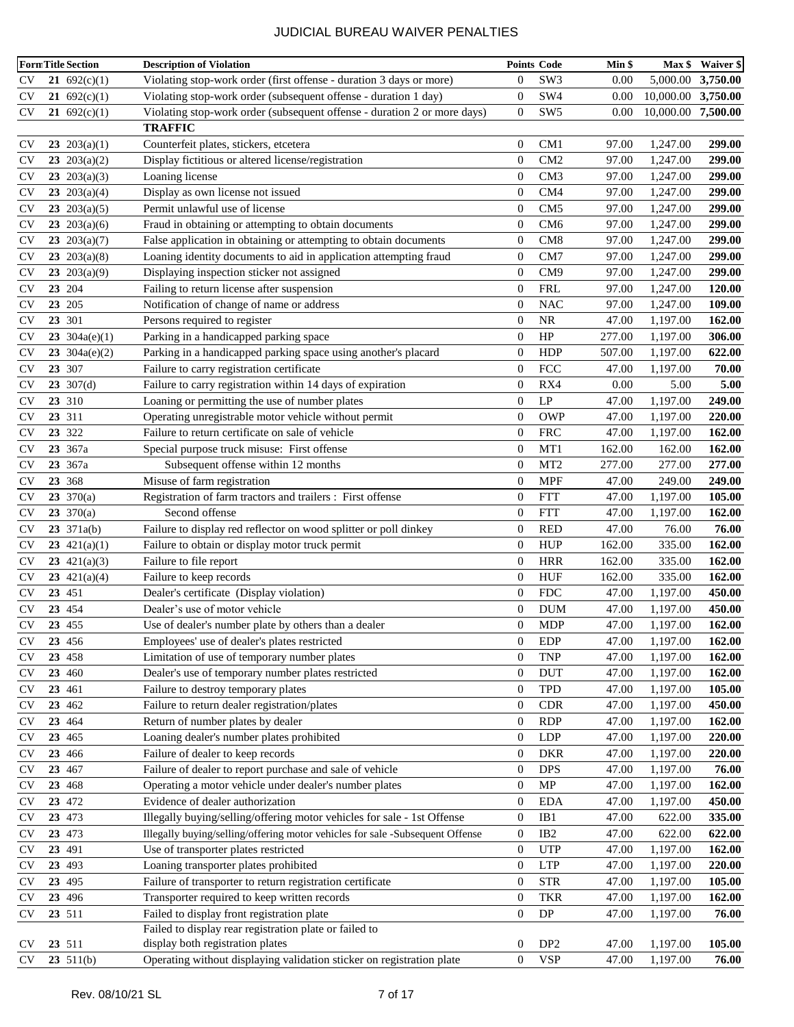# JUDICIAL BUREAU WAIVER PENALTIES

| Form | Title | Section | Description of Violation | Points | Code | Min $ | Max $ | Waiver $ |
|---|---|---|---|---|---|---|---|---|
| CV | **21** | 692(c)(1) | Violating stop-work order (first offense - duration 3 days or more) | 0 | SW3 | 0.00 | 5,000.00 | **3,750.00** |
| CV | **21** | 692(c)(1) | Violating stop-work order (subsequent offense - duration 1 day) | 0 | SW4 | 0.00 | 10,000.00 | **3,750.00** |
| CV | **21** | 692(c)(1) | Violating stop-work order (subsequent offense - duration 2 or more days) | 0 | SW5 | 0.00 | 10,000.00 | **7,500.00** |
| | | | **TRAFFIC** | | | | | |
| CV | **23** | 203(a)(1) | Counterfeit plates, stickers, etcetera | 0 | CM1 | 97.00 | 1,247.00 | **299.00** |
| CV | **23** | 203(a)(2) | Display fictitious or altered license/registration | 0 | CM2 | 97.00 | 1,247.00 | **299.00** |
| CV | **23** | 203(a)(3) | Loaning license | 0 | CM3 | 97.00 | 1,247.00 | **299.00** |
| CV | **23** | 203(a)(4) | Display as own license not issued | 0 | CM4 | 97.00 | 1,247.00 | **299.00** |
| CV | **23** | 203(a)(5) | Permit unlawful use of license | 0 | CM5 | 97.00 | 1,247.00 | **299.00** |
| CV | **23** | 203(a)(6) | Fraud in obtaining or attempting to obtain documents | 0 | CM6 | 97.00 | 1,247.00 | **299.00** |
| CV | **23** | 203(a)(7) | False application in obtaining or attempting to obtain documents | 0 | CM8 | 97.00 | 1,247.00 | **299.00** |
| CV | **23** | 203(a)(8) | Loaning identity documents to aid in application attempting fraud | 0 | CM7 | 97.00 | 1,247.00 | **299.00** |
| CV | **23** | 203(a)(9) | Displaying inspection sticker not assigned | 0 | CM9 | 97.00 | 1,247.00 | **299.00** |
| CV | **23** | 204 | Failing to return license after suspension | 0 | FRL | 97.00 | 1,247.00 | **120.00** |
| CV | **23** | 205 | Notification of change of name or address | 0 | NAC | 97.00 | 1,247.00 | **109.00** |
| CV | **23** | 301 | Persons required to register | 0 | NR | 47.00 | 1,197.00 | **162.00** |
| CV | **23** | 304a(e)(1) | Parking in a handicapped parking space | 0 | HP | 277.00 | 1,197.00 | **306.00** |
| CV | **23** | 304a(e)(2) | Parking in a handicapped parking space using another's placard | 0 | HDP | 507.00 | 1,197.00 | **622.00** |
| CV | **23** | 307 | Failure to carry registration certificate | 0 | FCC | 47.00 | 1,197.00 | **70.00** |
| CV | **23** | 307(d) | Failure to carry registration within 14 days of expiration | 0 | RX4 | 0.00 | 5.00 | **5.00** |
| CV | **23** | 310 | Loaning or permitting the use of number plates | 0 | LP | 47.00 | 1,197.00 | **249.00** |
| CV | **23** | 311 | Operating unregistrable motor vehicle without permit | 0 | OWP | 47.00 | 1,197.00 | **220.00** |
| CV | **23** | 322 | Failure to return certificate on sale of vehicle | 0 | FRC | 47.00 | 1,197.00 | **162.00** |
| CV | **23** | 367a | Special purpose truck misuse: First offense | 0 | MT1 | 162.00 | 162.00 | **162.00** |
| CV | **23** | 367a | Subsequent offense within 12 months | 0 | MT2 | 277.00 | 277.00 | **277.00** |
| CV | **23** | 368 | Misuse of farm registration | 0 | MPF | 47.00 | 249.00 | **249.00** |
| CV | **23** | 370(a) | Registration of farm tractors and trailers : First offense | 0 | FTT | 47.00 | 1,197.00 | **105.00** |
| CV | **23** | 370(a) | Second offense | 0 | FTT | 47.00 | 1,197.00 | **162.00** |
| CV | **23** | 371a(b) | Failure to display red reflector on wood splitter or poll dinkey | 0 | RED | 47.00 | 76.00 | **76.00** |
| CV | **23** | 421(a)(1) | Failure to obtain or display motor truck permit | 0 | HUP | 162.00 | 335.00 | **162.00** |
| CV | **23** | 421(a)(3) | Failure to file report | 0 | HRR | 162.00 | 335.00 | **162.00** |
| CV | **23** | 421(a)(4) | Failure to keep records | 0 | HUF | 162.00 | 335.00 | **162.00** |
| CV | **23** | 451 | Dealer's certificate (Display violation) | 0 | FDC | 47.00 | 1,197.00 | **450.00** |
| CV | **23** | 454 | Dealer's use of motor vehicle | 0 | DUM | 47.00 | 1,197.00 | **450.00** |
| CV | **23** | 455 | Use of dealer's number plate by others than a dealer | 0 | MDP | 47.00 | 1,197.00 | **162.00** |
| CV | **23** | 456 | Employees' use of dealer's plates restricted | 0 | EDP | 47.00 | 1,197.00 | **162.00** |
| CV | **23** | 458 | Limitation of use of temporary number plates | 0 | TNP | 47.00 | 1,197.00 | **162.00** |
| CV | **23** | 460 | Dealer's use of temporary number plates restricted | 0 | DUT | 47.00 | 1,197.00 | **162.00** |
| CV | **23** | 461 | Failure to destroy temporary plates | 0 | TPD | 47.00 | 1,197.00 | **105.00** |
| CV | **23** | 462 | Failure to return dealer registration/plates | 0 | CDR | 47.00 | 1,197.00 | **450.00** |
| CV | **23** | 464 | Return of number plates by dealer | 0 | RDP | 47.00 | 1,197.00 | **162.00** |
| CV | **23** | 465 | Loaning dealer's number plates prohibited | 0 | LDP | 47.00 | 1,197.00 | **220.00** |
| CV | **23** | 466 | Failure of dealer to keep records | 0 | DKR | 47.00 | 1,197.00 | **220.00** |
| CV | **23** | 467 | Failure of dealer to report purchase and sale of vehicle | 0 | DPS | 47.00 | 1,197.00 | **76.00** |
| CV | **23** | 468 | Operating a motor vehicle under dealer's number plates | 0 | MP | 47.00 | 1,197.00 | **162.00** |
| CV | **23** | 472 | Evidence of dealer authorization | 0 | EDA | 47.00 | 1,197.00 | **450.00** |
| CV | **23** | 473 | Illegally buying/selling/offering motor vehicles for sale - 1st Offense | 0 | IB1 | 47.00 | 622.00 | **335.00** |
| CV | **23** | 473 | Illegally buying/selling/offering motor vehicles for sale -Subsequent Offense | 0 | IB2 | 47.00 | 622.00 | **622.00** |
| CV | **23** | 491 | Use of transporter plates restricted | 0 | UTP | 47.00 | 1,197.00 | **162.00** |
| CV | **23** | 493 | Loaning transporter plates prohibited | 0 | LTP | 47.00 | 1,197.00 | **220.00** |
| CV | **23** | 495 | Failure of transporter to return registration certificate | 0 | STR | 47.00 | 1,197.00 | **105.00** |
| CV | **23** | 496 | Transporter required to keep written records | 0 | TKR | 47.00 | 1,197.00 | **162.00** |
| CV | **23** | 511 | Failed to display front registration plate | 0 | DP | 47.00 | 1,197.00 | **76.00** |
| CV | **23** | 511 | Failed to display rear registration plate or failed to display both registration plates | 0 | DP2 | 47.00 | 1,197.00 | **105.00** |
| CV | **23** | 511(b) | Operating without displaying validation sticker on registration plate | 0 | VSP | 47.00 | 1,197.00 | **76.00** |

Rev. 08/10/21 SL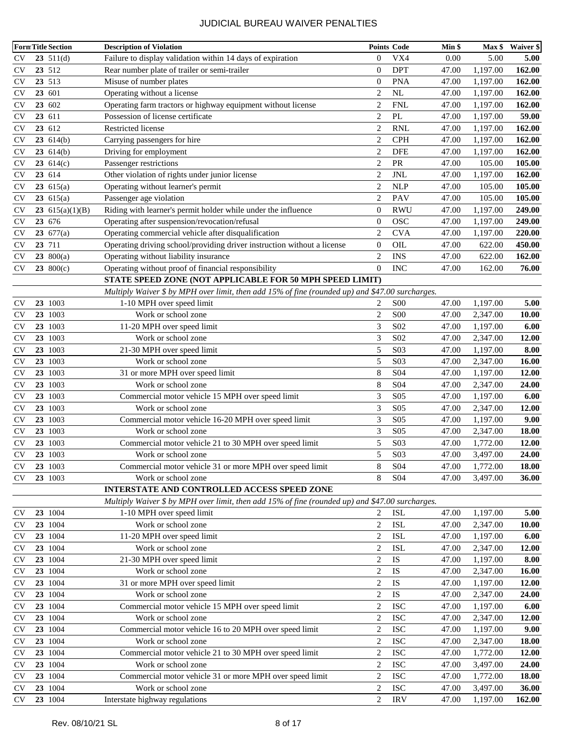# JUDICIAL BUREAU WAIVER PENALTIES

| Form | Title | Section | Description of Violation | Points | Code | Min $ | Max $ | Waiver $ |
|---|---|---|---|---|---|---|---|---|
| CV | **23** | 511(d) | Failure to display validation within 14 days of expiration | 0 | VX4 | 0.00 | 5.00 | **5.00** |
| CV | **23** | 512 | Rear number plate of trailer or semi-trailer | 0 | DPT | 47.00 | 1,197.00 | **162.00** |
| CV | **23** | 513 | Misuse of number plates | 0 | PNA | 47.00 | 1,197.00 | **162.00** |
| CV | **23** | 601 | Operating without a license | 2 | NL | 47.00 | 1,197.00 | **162.00** |
| CV | **23** | 602 | Operating farm tractors or highway equipment without license | 2 | FNL | 47.00 | 1,197.00 | **162.00** |
| CV | **23** | 611 | Possession of license certificate | 2 | PL | 47.00 | 1,197.00 | **59.00** |
| CV | **23** | 612 | Restricted license | 2 | RNL | 47.00 | 1,197.00 | **162.00** |
| CV | **23** | 614(b) | Carrying passengers for hire | 2 | CPH | 47.00 | 1,197.00 | **162.00** |
| CV | **23** | 614(b) | Driving for employment | 2 | DFE | 47.00 | 1,197.00 | **162.00** |
| CV | **23** | 614(c) | Passenger restrictions | 2 | PR | 47.00 | 105.00 | **105.00** |
| CV | **23** | 614 | Other violation of rights under junior license | 2 | JNL | 47.00 | 1,197.00 | **162.00** |
| CV | **23** | 615(a) | Operating without learner's permit | 2 | NLP | 47.00 | 105.00 | **105.00** |
| CV | **23** | 615(a) | Passenger age violation | 2 | PAV | 47.00 | 105.00 | **105.00** |
| CV | **23** | 615(a)(1)(B) | Riding with learner's permit holder while under the influence | 0 | RWU | 47.00 | 1,197.00 | **249.00** |
| CV | **23** | 676 | Operating after suspension/revocation/refusal | 0 | OSC | 47.00 | 1,197.00 | **249.00** |
| CV | **23** | 677(a) | Operating commercial vehicle after disqualification | 2 | CVA | 47.00 | 1,197.00 | **220.00** |
| CV | **23** | 711 | Operating driving school/providing driver instruction without a license | 0 | OIL | 47.00 | 622.00 | **450.00** |
| CV | **23** | 800(a) | Operating without liability insurance | 2 | INS | 47.00 | 622.00 | **162.00** |
| CV | **23** | 800(c) | Operating without proof of financial responsibility | 0 | INC | 47.00 | 162.00 | **76.00** |
| | | | **STATE SPEED ZONE (NOT APPLICABLE FOR 50 MPH SPEED LIMIT)** | | | | | |
| | | | *Multiply Waiver $ by MPH over limit, then add 15% of fine (rounded up) and $47.00 surcharges.* | | | | | |
| CV | **23** | 1003 | 1-10 MPH over speed limit | 2 | S00 | 47.00 | 1,197.00 | **5.00** |
| CV | **23** | 1003 | Work or school zone | 2 | S00 | 47.00 | 2,347.00 | **10.00** |
| CV | **23** | 1003 | 11-20 MPH over speed limit | 3 | S02 | 47.00 | 1,197.00 | **6.00** |
| CV | **23** | 1003 | Work or school zone | 3 | S02 | 47.00 | 2,347.00 | **12.00** |
| CV | **23** | 1003 | 21-30 MPH over speed limit | 5 | S03 | 47.00 | 1,197.00 | **8.00** |
| CV | **23** | 1003 | Work or school zone | 5 | S03 | 47.00 | 2,347.00 | **16.00** |
| CV | **23** | 1003 | 31 or more MPH over speed limit | 8 | S04 | 47.00 | 1,197.00 | **12.00** |
| CV | **23** | 1003 | Work or school zone | 8 | S04 | 47.00 | 2,347.00 | **24.00** |
| CV | **23** | 1003 | Commercial motor vehicle 15 MPH over speed limit | 3 | S05 | 47.00 | 1,197.00 | **6.00** |
| CV | **23** | 1003 | Work or school zone | 3 | S05 | 47.00 | 2,347.00 | **12.00** |
| CV | **23** | 1003 | Commercial motor vehicle 16-20 MPH over speed limit | 3 | S05 | 47.00 | 1,197.00 | **9.00** |
| CV | **23** | 1003 | Work or school zone | 3 | S05 | 47.00 | 2,347.00 | **18.00** |
| CV | **23** | 1003 | Commercial motor vehicle 21 to 30 MPH over speed limit | 5 | S03 | 47.00 | 1,772.00 | **12.00** |
| CV | **23** | 1003 | Work or school zone | 5 | S03 | 47.00 | 3,497.00 | **24.00** |
| CV | **23** | 1003 | Commercial motor vehicle 31 or more MPH over speed limit | 8 | S04 | 47.00 | 1,772.00 | **18.00** |
| CV | **23** | 1003 | Work or school zone | 8 | S04 | 47.00 | 3,497.00 | **36.00** |
| | | | **INTERSTATE AND CONTROLLED ACCESS SPEED ZONE** | | | | | |
| | | | *Multiply Waiver $ by MPH over limit, then add 15% of fine (rounded up) and $47.00 surcharges.* | | | | | |
| CV | **23** | 1004 | 1-10 MPH over speed limit | 2 | ISL | 47.00 | 1,197.00 | **5.00** |
| CV | **23** | 1004 | Work or school zone | 2 | ISL | 47.00 | 2,347.00 | **10.00** |
| CV | **23** | 1004 | 11-20 MPH over speed limit | 2 | ISL | 47.00 | 1,197.00 | **6.00** |
| CV | **23** | 1004 | Work or school zone | 2 | ISL | 47.00 | 2,347.00 | **12.00** |
| CV | **23** | 1004 | 21-30 MPH over speed limit | 2 | IS | 47.00 | 1,197.00 | **8.00** |
| CV | **23** | 1004 | Work or school zone | 2 | IS | 47.00 | 2,347.00 | **16.00** |
| CV | **23** | 1004 | 31 or more MPH over speed limit | 2 | IS | 47.00 | 1,197.00 | **12.00** |
| CV | **23** | 1004 | Work or school zone | 2 | IS | 47.00 | 2,347.00 | **24.00** |
| CV | **23** | 1004 | Commercial motor vehicle 15 MPH over speed limit | 2 | ISC | 47.00 | 1,197.00 | **6.00** |
| CV | **23** | 1004 | Work or school zone | 2 | ISC | 47.00 | 2,347.00 | **12.00** |
| CV | **23** | 1004 | Commercial motor vehicle 16 to 20 MPH over speed limit | 2 | ISC | 47.00 | 1,197.00 | **9.00** |
| CV | **23** | 1004 | Work or school zone | 2 | ISC | 47.00 | 2,347.00 | **18.00** |
| CV | **23** | 1004 | Commercial motor vehicle 21 to 30 MPH over speed limit | 2 | ISC | 47.00 | 1,772.00 | **12.00** |
| CV | **23** | 1004 | Work or school zone | 2 | ISC | 47.00 | 3,497.00 | **24.00** |
| CV | **23** | 1004 | Commercial motor vehicle 31 or more MPH over speed limit | 2 | ISC | 47.00 | 1,772.00 | **18.00** |
| CV | **23** | 1004 | Work or school zone | 2 | ISC | 47.00 | 3,497.00 | **36.00** |
| CV | **23** | 1004 | Interstate highway regulations | 2 | IRV | 47.00 | 1,197.00 | **162.00** |

Rev. 08/10/21 SL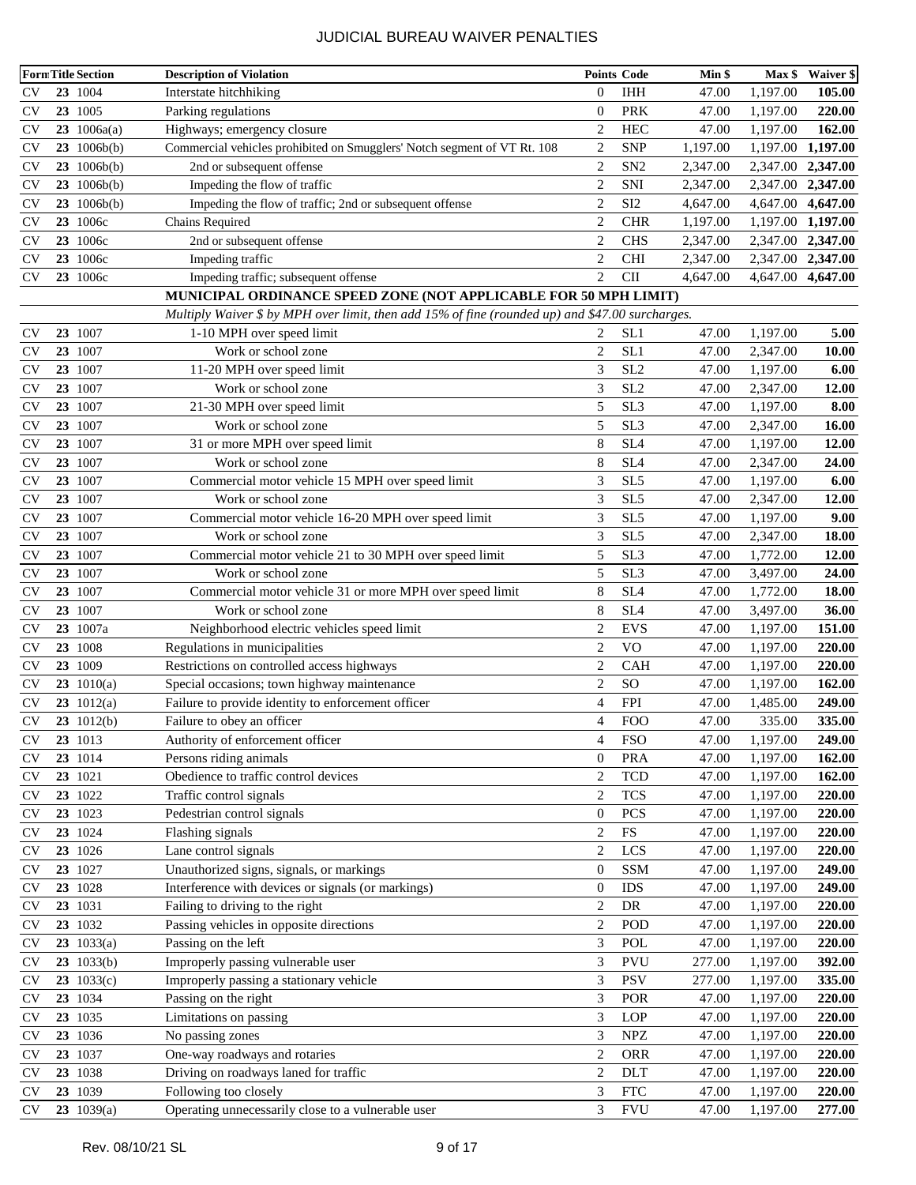# JUDICIAL BUREAU WAIVER PENALTIES

| Form | Title | Section | Description of Violation | Points | Code | Min $ | Max $ | Waiver $ |
|---|---|---|---|---|---|---|---|---|
| CV | 23 | 1004 | Interstate hitchhiking | 0 | IHH | 47.00 | 1,197.00 | **105.00** |
| CV | 23 | 1005 | Parking regulations | 0 | PRK | 47.00 | 1,197.00 | **220.00** |
| CV | 23 | 1006a(a) | Highways; emergency closure | 2 | HEC | 47.00 | 1,197.00 | **162.00** |
| CV | 23 | 1006b(b) | Commercial vehicles prohibited on Smugglers' Notch segment of VT Rt. 108 | 2 | SNP | 1,197.00 | 1,197.00 | **1,197.00** |
| CV | 23 | 1006b(b) | 2nd or subsequent offense | 2 | SN2 | 2,347.00 | 2,347.00 | **2,347.00** |
| CV | 23 | 1006b(b) | Impeding the flow of traffic | 2 | SNI | 2,347.00 | 2,347.00 | **2,347.00** |
| CV | 23 | 1006b(b) | Impeding the flow of traffic; 2nd or subsequent offense | 2 | SI2 | 4,647.00 | 4,647.00 | **4,647.00** |
| CV | 23 | 1006c | Chains Required | 2 | CHR | 1,197.00 | 1,197.00 | **1,197.00** |
| CV | 23 | 1006c | 2nd or subsequent offense | 2 | CHS | 2,347.00 | 2,347.00 | **2,347.00** |
| CV | 23 | 1006c | Impeding traffic | 2 | CHI | 2,347.00 | 2,347.00 | **2,347.00** |
| CV | 23 | 1006c | Impeding traffic; subsequent offense | 2 | CII | 4,647.00 | 4,647.00 | **4,647.00** |
| | | | **MUNICIPAL ORDINANCE SPEED ZONE (NOT APPLICABLE FOR 50 MPH LIMIT)** | | | | | |
| | | | *Multiply Waiver $ by MPH over limit, then add 15% of fine (rounded up) and $47.00 surcharges.* | | | | | |
| CV | 23 | 1007 | 1-10 MPH over speed limit | 2 | SL1 | 47.00 | 1,197.00 | **5.00** |
| CV | 23 | 1007 | Work or school zone | 2 | SL1 | 47.00 | 2,347.00 | **10.00** |
| CV | 23 | 1007 | 11-20 MPH over speed limit | 3 | SL2 | 47.00 | 1,197.00 | **6.00** |
| CV | 23 | 1007 | Work or school zone | 3 | SL2 | 47.00 | 2,347.00 | **12.00** |
| CV | 23 | 1007 | 21-30 MPH over speed limit | 5 | SL3 | 47.00 | 1,197.00 | **8.00** |
| CV | 23 | 1007 | Work or school zone | 5 | SL3 | 47.00 | 2,347.00 | **16.00** |
| CV | 23 | 1007 | 31 or more MPH over speed limit | 8 | SL4 | 47.00 | 1,197.00 | **12.00** |
| CV | 23 | 1007 | Work or school zone | 8 | SL4 | 47.00 | 2,347.00 | **24.00** |
| CV | 23 | 1007 | Commercial motor vehicle 15 MPH over speed limit | 3 | SL5 | 47.00 | 1,197.00 | **6.00** |
| CV | 23 | 1007 | Work or school zone | 3 | SL5 | 47.00 | 2,347.00 | **12.00** |
| CV | 23 | 1007 | Commercial motor vehicle 16-20 MPH over speed limit | 3 | SL5 | 47.00 | 1,197.00 | **9.00** |
| CV | 23 | 1007 | Work or school zone | 3 | SL5 | 47.00 | 2,347.00 | **18.00** |
| CV | 23 | 1007 | Commercial motor vehicle 21 to 30 MPH over speed limit | 5 | SL3 | 47.00 | 1,772.00 | **12.00** |
| CV | 23 | 1007 | Work or school zone | 5 | SL3 | 47.00 | 3,497.00 | **24.00** |
| CV | 23 | 1007 | Commercial motor vehicle 31 or more MPH over speed limit | 8 | SL4 | 47.00 | 1,772.00 | **18.00** |
| CV | 23 | 1007 | Work or school zone | 8 | SL4 | 47.00 | 3,497.00 | **36.00** |
| CV | 23 | 1007a | Neighborhood electric vehicles speed limit | 2 | EVS | 47.00 | 1,197.00 | **151.00** |
| CV | 23 | 1008 | Regulations in municipalities | 2 | VO | 47.00 | 1,197.00 | **220.00** |
| CV | 23 | 1009 | Restrictions on controlled access highways | 2 | CAH | 47.00 | 1,197.00 | **220.00** |
| CV | 23 | 1010(a) | Special occasions; town highway maintenance | 2 | SO | 47.00 | 1,197.00 | **162.00** |
| CV | 23 | 1012(a) | Failure to provide identity to enforcement officer | 4 | FPI | 47.00 | 1,485.00 | **249.00** |
| CV | 23 | 1012(b) | Failure to obey an officer | 4 | FOO | 47.00 | 335.00 | **335.00** |
| CV | 23 | 1013 | Authority of enforcement officer | 4 | FSO | 47.00 | 1,197.00 | **249.00** |
| CV | 23 | 1014 | Persons riding animals | 0 | PRA | 47.00 | 1,197.00 | **162.00** |
| CV | 23 | 1021 | Obedience to traffic control devices | 2 | TCD | 47.00 | 1,197.00 | **162.00** |
| CV | 23 | 1022 | Traffic control signals | 2 | TCS | 47.00 | 1,197.00 | **220.00** |
| CV | 23 | 1023 | Pedestrian control signals | 0 | PCS | 47.00 | 1,197.00 | **220.00** |
| CV | 23 | 1024 | Flashing signals | 2 | FS | 47.00 | 1,197.00 | **220.00** |
| CV | 23 | 1026 | Lane control signals | 2 | LCS | 47.00 | 1,197.00 | **220.00** |
| CV | 23 | 1027 | Unauthorized signs, signals, or markings | 0 | SSM | 47.00 | 1,197.00 | **249.00** |
| CV | 23 | 1028 | Interference with devices or signals (or markings) | 0 | IDS | 47.00 | 1,197.00 | **249.00** |
| CV | 23 | 1031 | Failing to driving to the right | 2 | DR | 47.00 | 1,197.00 | **220.00** |
| CV | 23 | 1032 | Passing vehicles in opposite directions | 2 | POD | 47.00 | 1,197.00 | **220.00** |
| CV | 23 | 1033(a) | Passing on the left | 3 | POL | 47.00 | 1,197.00 | **220.00** |
| CV | 23 | 1033(b) | Improperly passing vulnerable user | 3 | PVU | 277.00 | 1,197.00 | **392.00** |
| CV | 23 | 1033(c) | Improperly passing a stationary vehicle | 3 | PSV | 277.00 | 1,197.00 | **335.00** |
| CV | 23 | 1034 | Passing on the right | 3 | POR | 47.00 | 1,197.00 | **220.00** |
| CV | 23 | 1035 | Limitations on passing | 3 | LOP | 47.00 | 1,197.00 | **220.00** |
| CV | 23 | 1036 | No passing zones | 3 | NPZ | 47.00 | 1,197.00 | **220.00** |
| CV | 23 | 1037 | One-way roadways and rotaries | 2 | ORR | 47.00 | 1,197.00 | **220.00** |
| CV | 23 | 1038 | Driving on roadways laned for traffic | 2 | DLT | 47.00 | 1,197.00 | **220.00** |
| CV | 23 | 1039 | Following too closely | 3 | FTC | 47.00 | 1,197.00 | **220.00** |
| CV | 23 | 1039(a) | Operating unnecessarily close to a vulnerable user | 3 | FVU | 47.00 | 1,197.00 | **277.00** |

Rev. 08/10/21 SL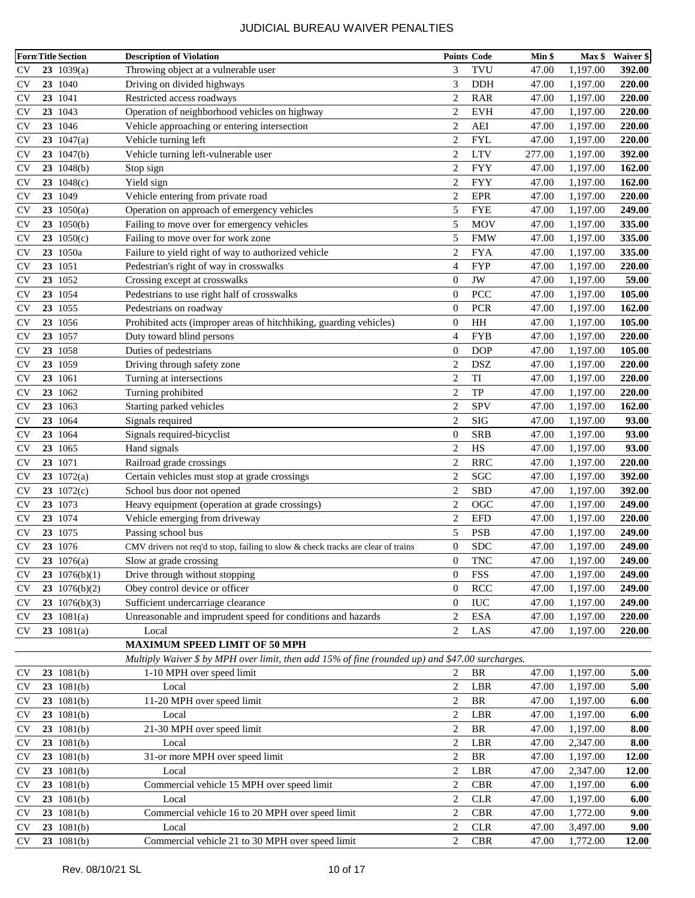# JUDICIAL BUREAU WAIVER PENALTIES

| Form | Title | Section | Description of Violation | Points | Code | Min $ | Max $ | Waiver $ |
|---|---|---|---|---|---|---|---|---|
| CV | 23 | 1039(a) | Throwing object at a vulnerable user | 3 | TVU | 47.00 | 1,197.00 | **392.00** |
| CV | 23 | 1040 | Driving on divided highways | 3 | DDH | 47.00 | 1,197.00 | **220.00** |
| CV | 23 | 1041 | Restricted access roadways | 2 | RAR | 47.00 | 1,197.00 | **220.00** |
| CV | 23 | 1043 | Operation of neighborhood vehicles on highway | 2 | EVH | 47.00 | 1,197.00 | **220.00** |
| CV | 23 | 1046 | Vehicle approaching or entering intersection | 2 | AEI | 47.00 | 1,197.00 | **220.00** |
| CV | 23 | 1047(a) | Vehicle turning left | 2 | FYL | 47.00 | 1,197.00 | **220.00** |
| CV | 23 | 1047(b) | Vehicle turning left-vulnerable user | 2 | LTV | 277.00 | 1,197.00 | **392.00** |
| CV | 23 | 1048(b) | Stop sign | 2 | FYY | 47.00 | 1,197.00 | **162.00** |
| CV | 23 | 1048(c) | Yield sign | 2 | FYY | 47.00 | 1,197.00 | **162.00** |
| CV | 23 | 1049 | Vehicle entering from private road | 2 | EPR | 47.00 | 1,197.00 | **220.00** |
| CV | 23 | 1050(a) | Operation on approach of emergency vehicles | 5 | FYE | 47.00 | 1,197.00 | **249.00** |
| CV | 23 | 1050(b) | Failing to move over for emergency vehicles | 5 | MOV | 47.00 | 1,197.00 | **335.00** |
| CV | 23 | 1050(c) | Failing to move over for work zone | 5 | FMW | 47.00 | 1,197.00 | **335.00** |
| CV | 23 | 1050a | Failure to yield right of way to authorized vehicle | 2 | FYA | 47.00 | 1,197.00 | **335.00** |
| CV | 23 | 1051 | Pedestrian's right of way in crosswalks | 4 | FYP | 47.00 | 1,197.00 | **220.00** |
| CV | 23 | 1052 | Crossing except at crosswalks | 0 | JW | 47.00 | 1,197.00 | **59.00** |
| CV | 23 | 1054 | Pedestrians to use right half of crosswalks | 0 | PCC | 47.00 | 1,197.00 | **105.00** |
| CV | 23 | 1055 | Pedestrians on roadway | 0 | PCR | 47.00 | 1,197.00 | **162.00** |
| CV | 23 | 1056 | Prohibited acts (improper areas of hitchhiking, guarding vehicles) | 0 | HH | 47.00 | 1,197.00 | **105.00** |
| CV | 23 | 1057 | Duty toward blind persons | 4 | FYB | 47.00 | 1,197.00 | **220.00** |
| CV | 23 | 1058 | Duties of pedestrians | 0 | DOP | 47.00 | 1,197.00 | **105.00** |
| CV | 23 | 1059 | Driving through safety zone | 2 | DSZ | 47.00 | 1,197.00 | **220.00** |
| CV | 23 | 1061 | Turning at intersections | 2 | TI | 47.00 | 1,197.00 | **220.00** |
| CV | 23 | 1062 | Turning prohibited | 2 | TP | 47.00 | 1,197.00 | **220.00** |
| CV | 23 | 1063 | Starting parked vehicles | 2 | SPV | 47.00 | 1,197.00 | **162.00** |
| CV | 23 | 1064 | Signals required | 2 | SIG | 47.00 | 1,197.00 | **93.00** |
| CV | 23 | 1064 | Signals required-bicyclist | 0 | SRB | 47.00 | 1,197.00 | **93.00** |
| CV | 23 | 1065 | Hand signals | 2 | HS | 47.00 | 1,197.00 | **93.00** |
| CV | 23 | 1071 | Railroad grade crossings | 2 | RRC | 47.00 | 1,197.00 | **220.00** |
| CV | 23 | 1072(a) | Certain vehicles must stop at grade crossings | 2 | SGC | 47.00 | 1,197.00 | **392.00** |
| CV | 23 | 1072(c) | School bus door not opened | 2 | SBD | 47.00 | 1,197.00 | **392.00** |
| CV | 23 | 1073 | Heavy equipment (operation at grade crossings) | 2 | OGC | 47.00 | 1,197.00 | **249.00** |
| CV | 23 | 1074 | Vehicle emerging from driveway | 2 | EFD | 47.00 | 1,197.00 | **220.00** |
| CV | 23 | 1075 | Passing school bus | 5 | PSB | 47.00 | 1,197.00 | **249.00** |
| CV | 23 | 1076 | CMV drivers not req'd to stop, failing to slow & check tracks are clear of trains | 0 | SDC | 47.00 | 1,197.00 | **249.00** |
| CV | 23 | 1076(a) | Slow at grade crossing | 0 | TNC | 47.00 | 1,197.00 | **249.00** |
| CV | 23 | 1076(b)(1) | Drive through without stopping | 0 | FSS | 47.00 | 1,197.00 | **249.00** |
| CV | 23 | 1076(b)(2) | Obey control device or officer | 0 | RCC | 47.00 | 1,197.00 | **249.00** |
| CV | 23 | 1076(b)(3) | Sufficient undercarriage clearance | 0 | IUC | 47.00 | 1,197.00 | **249.00** |
| CV | 23 | 1081(a) | Unreasonable and imprudent speed for conditions and hazards | 2 | ESA | 47.00 | 1,197.00 | **220.00** |
| CV | 23 | 1081(a) | Local | 2 | LAS | 47.00 | 1,197.00 | **220.00** |
| | | | **MAXIMUM SPEED LIMIT OF 50 MPH** | | | | | |
| | | | *Multiply Waiver $ by MPH over limit, then add 15% of fine (rounded up) and $47.00 surcharges.* | | | | | |
| CV | 23 | 1081(b) | 1-10 MPH over speed limit | 2 | BR | 47.00 | 1,197.00 | **5.00** |
| CV | 23 | 1081(b) | Local | 2 | LBR | 47.00 | 1,197.00 | **5.00** |
| CV | 23 | 1081(b) | 11-20 MPH over speed limit | 2 | BR | 47.00 | 1,197.00 | **6.00** |
| CV | 23 | 1081(b) | Local | 2 | LBR | 47.00 | 1,197.00 | **6.00** |
| CV | 23 | 1081(b) | 21-30 MPH over speed limit | 2 | BR | 47.00 | 1,197.00 | **8.00** |
| CV | 23 | 1081(b) | Local | 2 | LBR | 47.00 | 2,347.00 | **8.00** |
| CV | 23 | 1081(b) | 31-or more MPH over speed limit | 2 | BR | 47.00 | 1,197.00 | **12.00** |
| CV | 23 | 1081(b) | Local | 2 | LBR | 47.00 | 2,347.00 | **12.00** |
| CV | 23 | 1081(b) | Commercial vehicle 15 MPH over speed limit | 2 | CBR | 47.00 | 1,197.00 | **6.00** |
| CV | 23 | 1081(b) | Local | 2 | CLR | 47.00 | 1,197.00 | **6.00** |
| CV | 23 | 1081(b) | Commercial vehicle 16 to 20 MPH over speed limit | 2 | CBR | 47.00 | 1,772.00 | **9.00** |
| CV | 23 | 1081(b) | Local | 2 | CLR | 47.00 | 3,497.00 | **9.00** |
| CV | 23 | 1081(b) | Commercial vehicle 21 to 30 MPH over speed limit | 2 | CBR | 47.00 | 1,772.00 | **12.00** |

Rev. 08/10/21 SL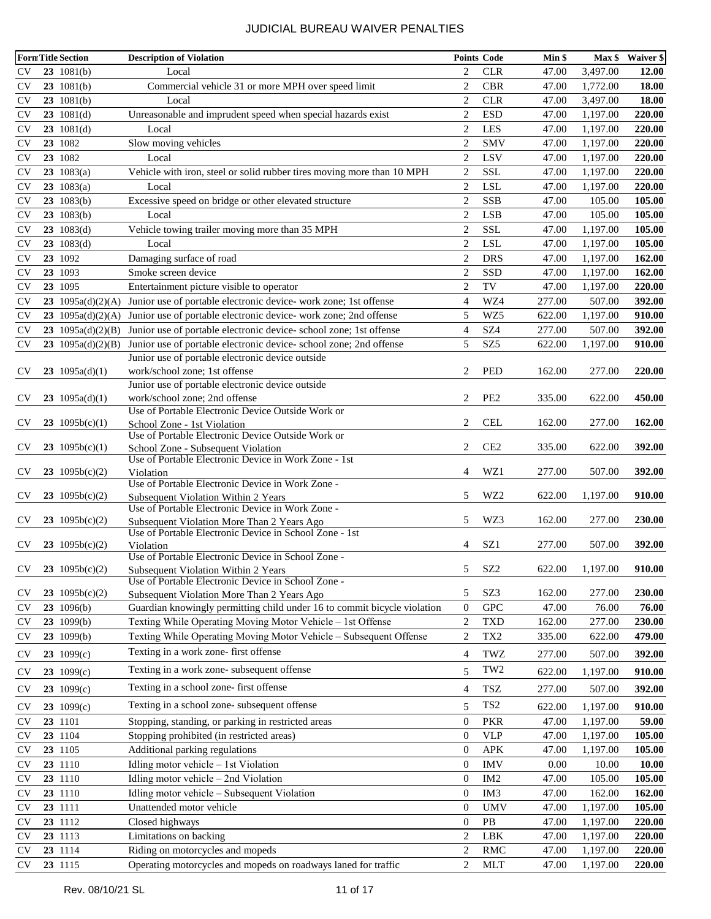# JUDICIAL BUREAU WAIVER PENALTIES

| Form | Title | Section | Description of Violation | Points | Code | Min $ | Max $ | Waiver $ |
|---|---|---|---|---|---|---|---|---|
| CV | 23 | 1081(b) | Local | 2 | CLR | 47.00 | 3,497.00 | **12.00** |
| CV | 23 | 1081(b) | Commercial vehicle 31 or more MPH over speed limit | 2 | CBR | 47.00 | 1,772.00 | **18.00** |
| CV | 23 | 1081(b) | Local | 2 | CLR | 47.00 | 3,497.00 | **18.00** |
| CV | 23 | 1081(d) | Unreasonable and imprudent speed when special hazards exist | 2 | ESD | 47.00 | 1,197.00 | **220.00** |
| CV | 23 | 1081(d) | Local | 2 | LES | 47.00 | 1,197.00 | **220.00** |
| CV | 23 | 1082 | Slow moving vehicles | 2 | SMV | 47.00 | 1,197.00 | **220.00** |
| CV | 23 | 1082 | Local | 2 | LSV | 47.00 | 1,197.00 | **220.00** |
| CV | 23 | 1083(a) | Vehicle with iron, steel or solid rubber tires moving more than 10 MPH | 2 | SSL | 47.00 | 1,197.00 | **220.00** |
| CV | 23 | 1083(a) | Local | 2 | LSL | 47.00 | 1,197.00 | **220.00** |
| CV | 23 | 1083(b) | Excessive speed on bridge or other elevated structure | 2 | SSB | 47.00 | 105.00 | **105.00** |
| CV | 23 | 1083(b) | Local | 2 | LSB | 47.00 | 105.00 | **105.00** |
| CV | 23 | 1083(d) | Vehicle towing trailer moving more than 35 MPH | 2 | SSL | 47.00 | 1,197.00 | **105.00** |
| CV | 23 | 1083(d) | Local | 2 | LSL | 47.00 | 1,197.00 | **105.00** |
| CV | 23 | 1092 | Damaging surface of road | 2 | DRS | 47.00 | 1,197.00 | **162.00** |
| CV | 23 | 1093 | Smoke screen device | 2 | SSD | 47.00 | 1,197.00 | **162.00** |
| CV | 23 | 1095 | Entertainment picture visible to operator | 2 | TV | 47.00 | 1,197.00 | **220.00** |
| CV | 23 | 1095a(d)(2)(A) | Junior use of portable electronic device- work zone; 1st offense | 4 | WZ4 | 277.00 | 507.00 | **392.00** |
| CV | 23 | 1095a(d)(2)(A) | Junior use of portable electronic device- work zone; 2nd offense | 5 | WZ5 | 622.00 | 1,197.00 | **910.00** |
| CV | 23 | 1095a(d)(2)(B) | Junior use of portable electronic device- school zone; 1st offense | 4 | SZ4 | 277.00 | 507.00 | **392.00** |
| CV | 23 | 1095a(d)(2)(B) | Junior use of portable electronic device- school zone; 2nd offense | 5 | SZ5 | 622.00 | 1,197.00 | **910.00** |
| CV | 23 | 1095a(d)(1) | Junior use of portable electronic device outside work/school zone; 1st offense | 2 | PED | 162.00 | 277.00 | **220.00** |
| CV | 23 | 1095a(d)(1) | Junior use of portable electronic device outside work/school zone; 2nd offense | 2 | PE2 | 335.00 | 622.00 | **450.00** |
| CV | 23 | 1095b(c)(1) | Use of Portable Electronic Device Outside Work or School Zone - 1st Violation | 2 | CEL | 162.00 | 277.00 | **162.00** |
| CV | 23 | 1095b(c)(1) | Use of Portable Electronic Device Outside Work or School Zone - Subsequent Violation | 2 | CE2 | 335.00 | 622.00 | **392.00** |
| CV | 23 | 1095b(c)(2) | Use of Portable Electronic Device in Work Zone - 1st Violation | 4 | WZ1 | 277.00 | 507.00 | **392.00** |
| CV | 23 | 1095b(c)(2) | Use of Portable Electronic Device in Work Zone - Subsequent Violation Within 2 Years | 5 | WZ2 | 622.00 | 1,197.00 | **910.00** |
| CV | 23 | 1095b(c)(2) | Use of Portable Electronic Device in Work Zone - Subsequent Violation More Than 2 Years Ago | 5 | WZ3 | 162.00 | 277.00 | **230.00** |
| CV | 23 | 1095b(c)(2) | Use of Portable Electronic Device in School Zone - 1st Violation | 4 | SZ1 | 277.00 | 507.00 | **392.00** |
| CV | 23 | 1095b(c)(2) | Use of Portable Electronic Device in School Zone - Subsequent Violation Within 2 Years | 5 | SZ2 | 622.00 | 1,197.00 | **910.00** |
| CV | 23 | 1095b(c)(2) | Use of Portable Electronic Device in School Zone - Subsequent Violation More Than 2 Years Ago | 5 | SZ3 | 162.00 | 277.00 | **230.00** |
| CV | 23 | 1096(b) | Guardian knowingly permitting child under 16 to commit bicycle violation | 0 | GPC | 47.00 | 76.00 | **76.00** |
| CV | 23 | 1099(b) | Texting While Operating Moving Motor Vehicle – 1st Offense | 2 | TXD | 162.00 | 277.00 | **230.00** |
| CV | 23 | 1099(b) | Texting While Operating Moving Motor Vehicle – Subsequent Offense | 2 | TX2 | 335.00 | 622.00 | **479.00** |
| CV | 23 | 1099(c) | Texting in a work zone- first offense | 4 | TWZ | 277.00 | 507.00 | **392.00** |
| CV | 23 | 1099(c) | Texting in a work zone- subsequent offense | 5 | TW2 | 622.00 | 1,197.00 | **910.00** |
| CV | 23 | 1099(c) | Texting in a school zone- first offense | 4 | TSZ | 277.00 | 507.00 | **392.00** |
| CV | 23 | 1099(c) | Texting in a school zone- subsequent offense | 5 | TS2 | 622.00 | 1,197.00 | **910.00** |
| CV | 23 | 1101 | Stopping, standing, or parking in restricted areas | 0 | PKR | 47.00 | 1,197.00 | **59.00** |
| CV | 23 | 1104 | Stopping prohibited (in restricted areas) | 0 | VLP | 47.00 | 1,197.00 | **105.00** |
| CV | 23 | 1105 | Additional parking regulations | 0 | APK | 47.00 | 1,197.00 | **105.00** |
| CV | 23 | 1110 | Idling motor vehicle – 1st Violation | 0 | IMV | 0.00 | 10.00 | **10.00** |
| CV | 23 | 1110 | Idling motor vehicle – 2nd Violation | 0 | IM2 | 47.00 | 105.00 | **105.00** |
| CV | 23 | 1110 | Idling motor vehicle – Subsequent Violation | 0 | IM3 | 47.00 | 162.00 | **162.00** |
| CV | 23 | 1111 | Unattended motor vehicle | 0 | UMV | 47.00 | 1,197.00 | **105.00** |
| CV | 23 | 1112 | Closed highways | 0 | PB | 47.00 | 1,197.00 | **220.00** |
| CV | 23 | 1113 | Limitations on backing | 2 | LBK | 47.00 | 1,197.00 | **220.00** |
| CV | 23 | 1114 | Riding on motorcycles and mopeds | 2 | RMC | 47.00 | 1,197.00 | **220.00** |
| CV | 23 | 1115 | Operating motorcycles and mopeds on roadways laned for traffic | 2 | MLT | 47.00 | 1,197.00 | **220.00** |

Rev. 08/10/21 SL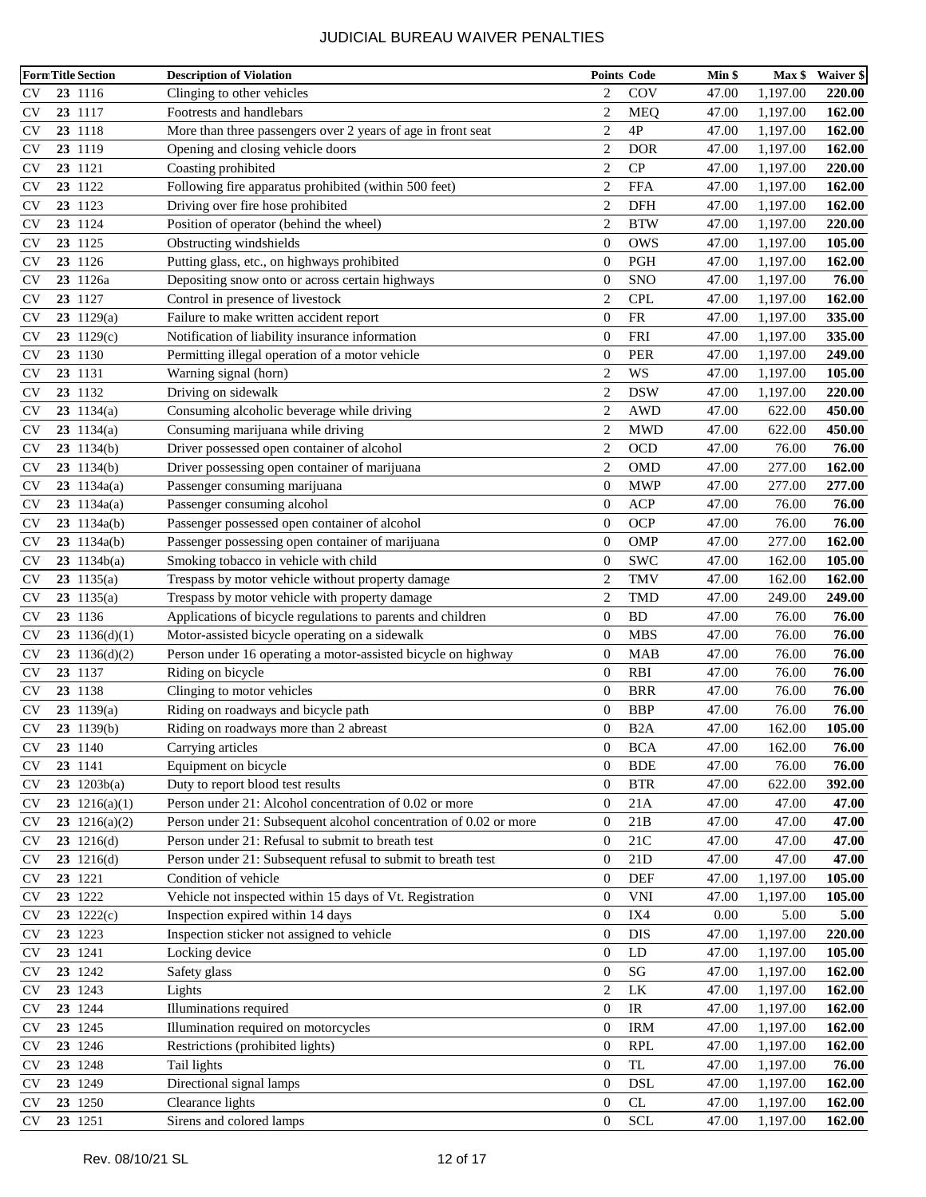# JUDICIAL BUREAU WAIVER PENALTIES

| Form | Title | Section | Description of Violation | Points | Code | Min $ | Max $ | Waiver $ |
|---|---|---|---|---|---|---|---|---|
| CV | **23** | 1116 | Clinging to other vehicles | 2 | COV | 47.00 | 1,197.00 | **220.00** |
| CV | **23** | 1117 | Footrests and handlebars | 2 | MEQ | 47.00 | 1,197.00 | **162.00** |
| CV | **23** | 1118 | More than three passengers over 2 years of age in front seat | 2 | 4P | 47.00 | 1,197.00 | **162.00** |
| CV | **23** | 1119 | Opening and closing vehicle doors | 2 | DOR | 47.00 | 1,197.00 | **162.00** |
| CV | **23** | 1121 | Coasting prohibited | 2 | CP | 47.00 | 1,197.00 | **220.00** |
| CV | **23** | 1122 | Following fire apparatus prohibited (within 500 feet) | 2 | FFA | 47.00 | 1,197.00 | **162.00** |
| CV | **23** | 1123 | Driving over fire hose prohibited | 2 | DFH | 47.00 | 1,197.00 | **162.00** |
| CV | **23** | 1124 | Position of operator (behind the wheel) | 2 | BTW | 47.00 | 1,197.00 | **220.00** |
| CV | **23** | 1125 | Obstructing windshields | 0 | OWS | 47.00 | 1,197.00 | **105.00** |
| CV | **23** | 1126 | Putting glass, etc., on highways prohibited | 0 | PGH | 47.00 | 1,197.00 | **162.00** |
| CV | **23** | 1126a | Depositing snow onto or across certain highways | 0 | SNO | 47.00 | 1,197.00 | **76.00** |
| CV | **23** | 1127 | Control in presence of livestock | 2 | CPL | 47.00 | 1,197.00 | **162.00** |
| CV | **23** | 1129(a) | Failure to make written accident report | 0 | FR | 47.00 | 1,197.00 | **335.00** |
| CV | **23** | 1129(c) | Notification of liability insurance information | 0 | FRI | 47.00 | 1,197.00 | **335.00** |
| CV | **23** | 1130 | Permitting illegal operation of a motor vehicle | 0 | PER | 47.00 | 1,197.00 | **249.00** |
| CV | **23** | 1131 | Warning signal (horn) | 2 | WS | 47.00 | 1,197.00 | **105.00** |
| CV | **23** | 1132 | Driving on sidewalk | 2 | DSW | 47.00 | 1,197.00 | **220.00** |
| CV | **23** | 1134(a) | Consuming alcoholic beverage while driving | 2 | AWD | 47.00 | 622.00 | **450.00** |
| CV | **23** | 1134(a) | Consuming marijuana while driving | 2 | MWD | 47.00 | 622.00 | **450.00** |
| CV | **23** | 1134(b) | Driver possessed open container of alcohol | 2 | OCD | 47.00 | 76.00 | **76.00** |
| CV | **23** | 1134(b) | Driver possessing open container of marijuana | 2 | OMD | 47.00 | 277.00 | **162.00** |
| CV | **23** | 1134a(a) | Passenger consuming marijuana | 0 | MWP | 47.00 | 277.00 | **277.00** |
| CV | **23** | 1134a(a) | Passenger consuming alcohol | 0 | ACP | 47.00 | 76.00 | **76.00** |
| CV | **23** | 1134a(b) | Passenger possessed open container of alcohol | 0 | OCP | 47.00 | 76.00 | **76.00** |
| CV | **23** | 1134a(b) | Passenger possessing open container of marijuana | 0 | OMP | 47.00 | 277.00 | **162.00** |
| CV | **23** | 1134b(a) | Smoking tobacco in vehicle with child | 0 | SWC | 47.00 | 162.00 | **105.00** |
| CV | **23** | 1135(a) | Trespass by motor vehicle without property damage | 2 | TMV | 47.00 | 162.00 | **162.00** |
| CV | **23** | 1135(a) | Trespass by motor vehicle with property damage | 2 | TMD | 47.00 | 249.00 | **249.00** |
| CV | **23** | 1136 | Applications of bicycle regulations to parents and children | 0 | BD | 47.00 | 76.00 | **76.00** |
| CV | **23** | 1136(d)(1) | Motor-assisted bicycle operating on a sidewalk | 0 | MBS | 47.00 | 76.00 | **76.00** |
| CV | **23** | 1136(d)(2) | Person under 16 operating a motor-assisted bicycle on highway | 0 | MAB | 47.00 | 76.00 | **76.00** |
| CV | **23** | 1137 | Riding on bicycle | 0 | RBI | 47.00 | 76.00 | **76.00** |
| CV | **23** | 1138 | Clinging to motor vehicles | 0 | BRR | 47.00 | 76.00 | **76.00** |
| CV | **23** | 1139(a) | Riding on roadways and bicycle path | 0 | BBP | 47.00 | 76.00 | **76.00** |
| CV | **23** | 1139(b) | Riding on roadways more than 2 abreast | 0 | B2A | 47.00 | 162.00 | **105.00** |
| CV | **23** | 1140 | Carrying articles | 0 | BCA | 47.00 | 162.00 | **76.00** |
| CV | **23** | 1141 | Equipment on bicycle | 0 | BDE | 47.00 | 76.00 | **76.00** |
| CV | **23** | 1203b(a) | Duty to report blood test results | 0 | BTR | 47.00 | 622.00 | **392.00** |
| CV | **23** | 1216(a)(1) | Person under 21: Alcohol concentration of 0.02 or more | 0 | 21A | 47.00 | 47.00 | **47.00** |
| CV | **23** | 1216(a)(2) | Person under 21: Subsequent alcohol concentration of 0.02 or more | 0 | 21B | 47.00 | 47.00 | **47.00** |
| CV | **23** | 1216(d) | Person under 21: Refusal to submit to breath test | 0 | 21C | 47.00 | 47.00 | **47.00** |
| CV | **23** | 1216(d) | Person under 21: Subsequent refusal to submit to breath test | 0 | 21D | 47.00 | 47.00 | **47.00** |
| CV | **23** | 1221 | Condition of vehicle | 0 | DEF | 47.00 | 1,197.00 | **105.00** |
| CV | **23** | 1222 | Vehicle not inspected within 15 days of Vt. Registration | 0 | VNI | 47.00 | 1,197.00 | **105.00** |
| CV | **23** | 1222(c) | Inspection expired within 14 days | 0 | IX4 | 0.00 | 5.00 | **5.00** |
| CV | **23** | 1223 | Inspection sticker not assigned to vehicle | 0 | DIS | 47.00 | 1,197.00 | **220.00** |
| CV | **23** | 1241 | Locking device | 0 | LD | 47.00 | 1,197.00 | **105.00** |
| CV | **23** | 1242 | Safety glass | 0 | SG | 47.00 | 1,197.00 | **162.00** |
| CV | **23** | 1243 | Lights | 2 | LK | 47.00 | 1,197.00 | **162.00** |
| CV | **23** | 1244 | Illuminations required | 0 | IR | 47.00 | 1,197.00 | **162.00** |
| CV | **23** | 1245 | Illumination required on motorcycles | 0 | IRM | 47.00 | 1,197.00 | **162.00** |
| CV | **23** | 1246 | Restrictions (prohibited lights) | 0 | RPL | 47.00 | 1,197.00 | **162.00** |
| CV | **23** | 1248 | Tail lights | 0 | TL | 47.00 | 1,197.00 | **76.00** |
| CV | **23** | 1249 | Directional signal lamps | 0 | DSL | 47.00 | 1,197.00 | **162.00** |
| CV | **23** | 1250 | Clearance lights | 0 | CL | 47.00 | 1,197.00 | **162.00** |
| CV | **23** | 1251 | Sirens and colored lamps | 0 | SCL | 47.00 | 1,197.00 | **162.00** |

Rev. 08/10/21 SL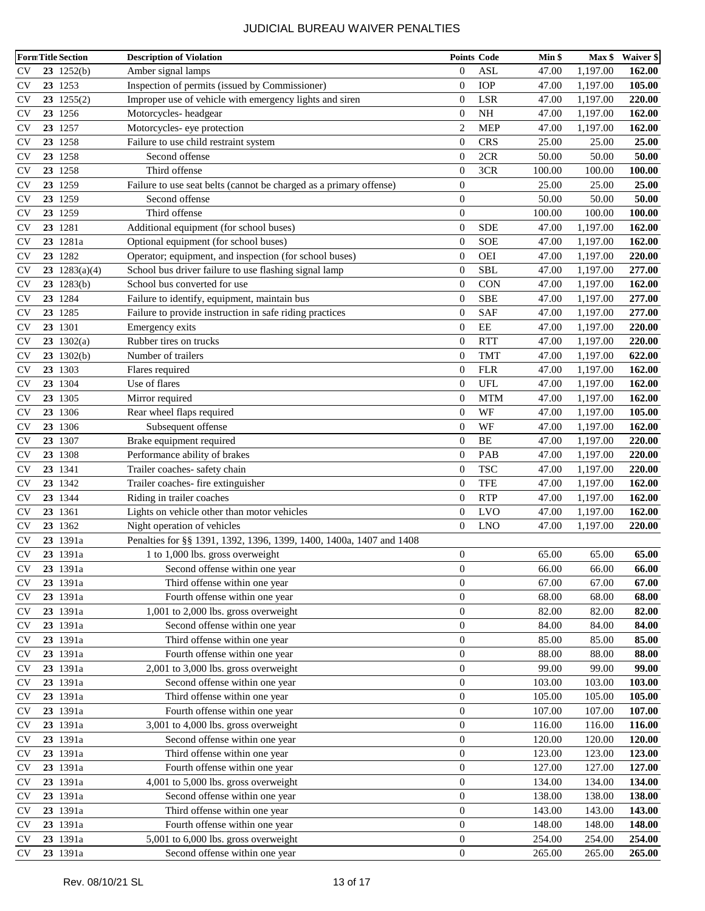# JUDICIAL BUREAU WAIVER PENALTIES

| Form | Title | Section | Description of Violation | Points | Code | Min $ | Max $ | Waiver $ |
|---|---|---|---|---|---|---|---|---|
| CV | **23** | 1252(b) | Amber signal lamps | 0 | ASL | 47.00 | 1,197.00 | **162.00** |
| CV | **23** | 1253 | Inspection of permits (issued by Commissioner) | 0 | IOP | 47.00 | 1,197.00 | **105.00** |
| CV | **23** | 1255(2) | Improper use of vehicle with emergency lights and siren | 0 | LSR | 47.00 | 1,197.00 | **220.00** |
| CV | **23** | 1256 | Motorcycles- headgear | 0 | NH | 47.00 | 1,197.00 | **162.00** |
| CV | **23** | 1257 | Motorcycles- eye protection | 2 | MEP | 47.00 | 1,197.00 | **162.00** |
| CV | **23** | 1258 | Failure to use child restraint system | 0 | CRS | 25.00 | 25.00 | **25.00** |
| CV | **23** | 1258 | Second offense | 0 | 2CR | 50.00 | 50.00 | **50.00** |
| CV | **23** | 1258 | Third offense | 0 | 3CR | 100.00 | 100.00 | **100.00** |
| CV | **23** | 1259 | Failure to use seat belts (cannot be charged as a primary offense) | 0 | | 25.00 | 25.00 | **25.00** |
| CV | **23** | 1259 | Second offense | 0 | | 50.00 | 50.00 | **50.00** |
| CV | **23** | 1259 | Third offense | 0 | | 100.00 | 100.00 | **100.00** |
| CV | **23** | 1281 | Additional equipment (for school buses) | 0 | SDE | 47.00 | 1,197.00 | **162.00** |
| CV | **23** | 1281a | Optional equipment (for school buses) | 0 | SOE | 47.00 | 1,197.00 | **162.00** |
| CV | **23** | 1282 | Operator; equipment, and inspection (for school buses) | 0 | OEI | 47.00 | 1,197.00 | **220.00** |
| CV | **23** | 1283(a)(4) | School bus driver failure to use flashing signal lamp | 0 | SBL | 47.00 | 1,197.00 | **277.00** |
| CV | **23** | 1283(b) | School bus converted for use | 0 | CON | 47.00 | 1,197.00 | **162.00** |
| CV | **23** | 1284 | Failure to identify, equipment, maintain bus | 0 | SBE | 47.00 | 1,197.00 | **277.00** |
| CV | **23** | 1285 | Failure to provide instruction in safe riding practices | 0 | SAF | 47.00 | 1,197.00 | **277.00** |
| CV | **23** | 1301 | Emergency exits | 0 | EE | 47.00 | 1,197.00 | **220.00** |
| CV | **23** | 1302(a) | Rubber tires on trucks | 0 | RTT | 47.00 | 1,197.00 | **220.00** |
| CV | **23** | 1302(b) | Number of trailers | 0 | TMT | 47.00 | 1,197.00 | **622.00** |
| CV | **23** | 1303 | Flares required | 0 | FLR | 47.00 | 1,197.00 | **162.00** |
| CV | **23** | 1304 | Use of flares | 0 | UFL | 47.00 | 1,197.00 | **162.00** |
| CV | **23** | 1305 | Mirror required | 0 | MTM | 47.00 | 1,197.00 | **162.00** |
| CV | **23** | 1306 | Rear wheel flaps required | 0 | WF | 47.00 | 1,197.00 | **105.00** |
| CV | **23** | 1306 | Subsequent offense | 0 | WF | 47.00 | 1,197.00 | **162.00** |
| CV | **23** | 1307 | Brake equipment required | 0 | BE | 47.00 | 1,197.00 | **220.00** |
| CV | **23** | 1308 | Performance ability of brakes | 0 | PAB | 47.00 | 1,197.00 | **220.00** |
| CV | **23** | 1341 | Trailer coaches- safety chain | 0 | TSC | 47.00 | 1,197.00 | **220.00** |
| CV | **23** | 1342 | Trailer coaches- fire extinguisher | 0 | TFE | 47.00 | 1,197.00 | **162.00** |
| CV | **23** | 1344 | Riding in trailer coaches | 0 | RTP | 47.00 | 1,197.00 | **162.00** |
| CV | **23** | 1361 | Lights on vehicle other than motor vehicles | 0 | LVO | 47.00 | 1,197.00 | **162.00** |
| CV | **23** | 1362 | Night operation of vehicles | 0 | LNO | 47.00 | 1,197.00 | **220.00** |
| CV | **23** | 1391a | Penalties for §§ 1391, 1392, 1396, 1399, 1400, 1400a, 1407 and 1408 | | | | | |
| CV | **23** | 1391a | 1 to 1,000 lbs. gross overweight | 0 | | 65.00 | 65.00 | **65.00** |
| CV | **23** | 1391a | Second offense within one year | 0 | | 66.00 | 66.00 | **66.00** |
| CV | **23** | 1391a | Third offense within one year | 0 | | 67.00 | 67.00 | **67.00** |
| CV | **23** | 1391a | Fourth offense within one year | 0 | | 68.00 | 68.00 | **68.00** |
| CV | **23** | 1391a | 1,001 to 2,000 lbs. gross overweight | 0 | | 82.00 | 82.00 | **82.00** |
| CV | **23** | 1391a | Second offense within one year | 0 | | 84.00 | 84.00 | **84.00** |
| CV | **23** | 1391a | Third offense within one year | 0 | | 85.00 | 85.00 | **85.00** |
| CV | **23** | 1391a | Fourth offense within one year | 0 | | 88.00 | 88.00 | **88.00** |
| CV | **23** | 1391a | 2,001 to 3,000 lbs. gross overweight | 0 | | 99.00 | 99.00 | **99.00** |
| CV | **23** | 1391a | Second offense within one year | 0 | | 103.00 | 103.00 | **103.00** |
| CV | **23** | 1391a | Third offense within one year | 0 | | 105.00 | 105.00 | **105.00** |
| CV | **23** | 1391a | Fourth offense within one year | 0 | | 107.00 | 107.00 | **107.00** |
| CV | **23** | 1391a | 3,001 to 4,000 lbs. gross overweight | 0 | | 116.00 | 116.00 | **116.00** |
| CV | **23** | 1391a | Second offense within one year | 0 | | 120.00 | 120.00 | **120.00** |
| CV | **23** | 1391a | Third offense within one year | 0 | | 123.00 | 123.00 | **123.00** |
| CV | **23** | 1391a | Fourth offense within one year | 0 | | 127.00 | 127.00 | **127.00** |
| CV | **23** | 1391a | 4,001 to 5,000 lbs. gross overweight | 0 | | 134.00 | 134.00 | **134.00** |
| CV | **23** | 1391a | Second offense within one year | 0 | | 138.00 | 138.00 | **138.00** |
| CV | **23** | 1391a | Third offense within one year | 0 | | 143.00 | 143.00 | **143.00** |
| CV | **23** | 1391a | Fourth offense within one year | 0 | | 148.00 | 148.00 | **148.00** |
| CV | **23** | 1391a | 5,001 to 6,000 lbs. gross overweight | 0 | | 254.00 | 254.00 | **254.00** |
| CV | **23** | 1391a | Second offense within one year | 0 | | 265.00 | 265.00 | **265.00** |

Rev. 08/10/21 SL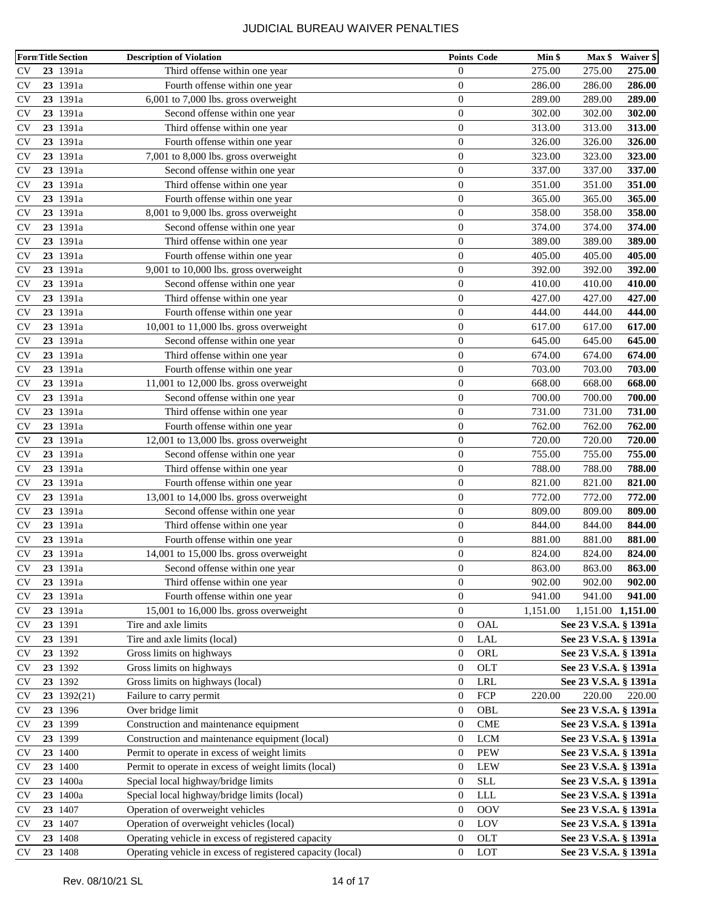# JUDICIAL BUREAU WAIVER PENALTIES

| Form | Title | Section | Description of Violation | Points | Code | Min $ | Max $ | Waiver $ |
|---|---|---|---|---|---|---|---|---|
| CV | **23** | 1391a | Third offense within one year | 0 | | 275.00 | 275.00 | **275.00** |
| CV | **23** | 1391a | Fourth offense within one year | 0 | | 286.00 | 286.00 | **286.00** |
| CV | **23** | 1391a | 6,001 to 7,000 lbs. gross overweight | 0 | | 289.00 | 289.00 | **289.00** |
| CV | **23** | 1391a | Second offense within one year | 0 | | 302.00 | 302.00 | **302.00** |
| CV | **23** | 1391a | Third offense within one year | 0 | | 313.00 | 313.00 | **313.00** |
| CV | **23** | 1391a | Fourth offense within one year | 0 | | 326.00 | 326.00 | **326.00** |
| CV | **23** | 1391a | 7,001 to 8,000 lbs. gross overweight | 0 | | 323.00 | 323.00 | **323.00** |
| CV | **23** | 1391a | Second offense within one year | 0 | | 337.00 | 337.00 | **337.00** |
| CV | **23** | 1391a | Third offense within one year | 0 | | 351.00 | 351.00 | **351.00** |
| CV | **23** | 1391a | Fourth offense within one year | 0 | | 365.00 | 365.00 | **365.00** |
| CV | **23** | 1391a | 8,001 to 9,000 lbs. gross overweight | 0 | | 358.00 | 358.00 | **358.00** |
| CV | **23** | 1391a | Second offense within one year | 0 | | 374.00 | 374.00 | **374.00** |
| CV | **23** | 1391a | Third offense within one year | 0 | | 389.00 | 389.00 | **389.00** |
| CV | **23** | 1391a | Fourth offense within one year | 0 | | 405.00 | 405.00 | **405.00** |
| CV | **23** | 1391a | 9,001 to 10,000 lbs. gross overweight | 0 | | 392.00 | 392.00 | **392.00** |
| CV | **23** | 1391a | Second offense within one year | 0 | | 410.00 | 410.00 | **410.00** |
| CV | **23** | 1391a | Third offense within one year | 0 | | 427.00 | 427.00 | **427.00** |
| CV | **23** | 1391a | Fourth offense within one year | 0 | | 444.00 | 444.00 | **444.00** |
| CV | **23** | 1391a | 10,001 to 11,000 lbs. gross overweight | 0 | | 617.00 | 617.00 | **617.00** |
| CV | **23** | 1391a | Second offense within one year | 0 | | 645.00 | 645.00 | **645.00** |
| CV | **23** | 1391a | Third offense within one year | 0 | | 674.00 | 674.00 | **674.00** |
| CV | **23** | 1391a | Fourth offense within one year | 0 | | 703.00 | 703.00 | **703.00** |
| CV | **23** | 1391a | 11,001 to 12,000 lbs. gross overweight | 0 | | 668.00 | 668.00 | **668.00** |
| CV | **23** | 1391a | Second offense within one year | 0 | | 700.00 | 700.00 | **700.00** |
| CV | **23** | 1391a | Third offense within one year | 0 | | 731.00 | 731.00 | **731.00** |
| CV | **23** | 1391a | Fourth offense within one year | 0 | | 762.00 | 762.00 | **762.00** |
| CV | **23** | 1391a | 12,001 to 13,000 lbs. gross overweight | 0 | | 720.00 | 720.00 | **720.00** |
| CV | **23** | 1391a | Second offense within one year | 0 | | 755.00 | 755.00 | **755.00** |
| CV | **23** | 1391a | Third offense within one year | 0 | | 788.00 | 788.00 | **788.00** |
| CV | **23** | 1391a | Fourth offense within one year | 0 | | 821.00 | 821.00 | **821.00** |
| CV | **23** | 1391a | 13,001 to 14,000 lbs. gross overweight | 0 | | 772.00 | 772.00 | **772.00** |
| CV | **23** | 1391a | Second offense within one year | 0 | | 809.00 | 809.00 | **809.00** |
| CV | **23** | 1391a | Third offense within one year | 0 | | 844.00 | 844.00 | **844.00** |
| CV | **23** | 1391a | Fourth offense within one year | 0 | | 881.00 | 881.00 | **881.00** |
| CV | **23** | 1391a | 14,001 to 15,000 lbs. gross overweight | 0 | | 824.00 | 824.00 | **824.00** |
| CV | **23** | 1391a | Second offense within one year | 0 | | 863.00 | 863.00 | **863.00** |
| CV | **23** | 1391a | Third offense within one year | 0 | | 902.00 | 902.00 | **902.00** |
| CV | **23** | 1391a | Fourth offense within one year | 0 | | 941.00 | 941.00 | **941.00** |
| CV | **23** | 1391a | 15,001 to 16,000 lbs. gross overweight | 0 | | 1,151.00 | 1,151.00 | **1,151.00** |
| CV | **23** | 1391 | Tire and axle limits | 0 | OAL | | | **See 23 V.S.A. § 1391a** |
| CV | **23** | 1391 | Tire and axle limits (local) | 0 | LAL | | | **See 23 V.S.A. § 1391a** |
| CV | **23** | 1392 | Gross limits on highways | 0 | ORL | | | **See 23 V.S.A. § 1391a** |
| CV | **23** | 1392 | Gross limits on highways | 0 | OLT | | | **See 23 V.S.A. § 1391a** |
| CV | **23** | 1392 | Gross limits on highways (local) | 0 | LRL | | | **See 23 V.S.A. § 1391a** |
| CV | **23** | 1392(21) | Failure to carry permit | 0 | FCP | 220.00 | 220.00 | 220.00 |
| CV | **23** | 1396 | Over bridge limit | 0 | OBL | | | **See 23 V.S.A. § 1391a** |
| CV | **23** | 1399 | Construction and maintenance equipment | 0 | CME | | | **See 23 V.S.A. § 1391a** |
| CV | **23** | 1399 | Construction and maintenance equipment (local) | 0 | LCM | | | **See 23 V.S.A. § 1391a** |
| CV | **23** | 1400 | Permit to operate in excess of weight limits | 0 | PEW | | | **See 23 V.S.A. § 1391a** |
| CV | **23** | 1400 | Permit to operate in excess of weight limits (local) | 0 | LEW | | | **See 23 V.S.A. § 1391a** |
| CV | **23** | 1400a | Special local highway/bridge limits | 0 | SLL | | | **See 23 V.S.A. § 1391a** |
| CV | **23** | 1400a | Special local highway/bridge limits (local) | 0 | LLL | | | **See 23 V.S.A. § 1391a** |
| CV | **23** | 1407 | Operation of overweight vehicles | 0 | OOV | | | **See 23 V.S.A. § 1391a** |
| CV | **23** | 1407 | Operation of overweight vehicles (local) | 0 | LOV | | | **See 23 V.S.A. § 1391a** |
| CV | **23** | 1408 | Operating vehicle in excess of registered capacity | 0 | OLT | | | **See 23 V.S.A. § 1391a** |
| CV | **23** | 1408 | Operating vehicle in excess of registered capacity (local) | 0 | LOT | | | **See 23 V.S.A. § 1391a** |

Rev. 08/10/21 SL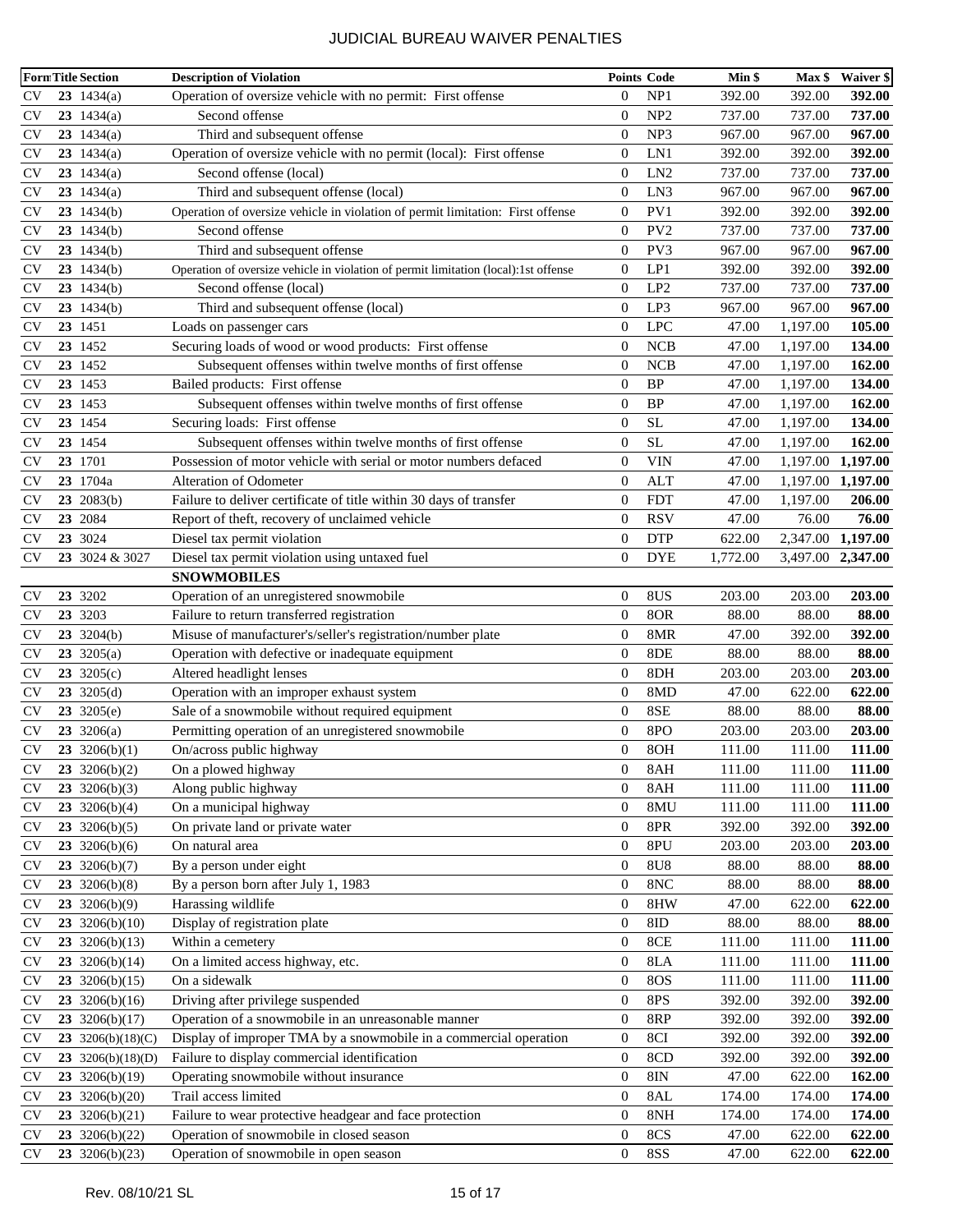# JUDICIAL BUREAU WAIVER PENALTIES

| Form | Title | Section | Description of Violation | Points | Code | Min $ | Max $ | Waiver $ |
|---|---|---|---|---|---|---|---|---|
| CV | **23** | 1434(a) | Operation of oversize vehicle with no permit: First offense | 0 | NP1 | 392.00 | 392.00 | **392.00** |
| CV | **23** | 1434(a) | Second offense | 0 | NP2 | 737.00 | 737.00 | **737.00** |
| CV | **23** | 1434(a) | Third and subsequent offense | 0 | NP3 | 967.00 | 967.00 | **967.00** |
| CV | **23** | 1434(a) | Operation of oversize vehicle with no permit (local): First offense | 0 | LN1 | 392.00 | 392.00 | **392.00** |
| CV | **23** | 1434(a) | Second offense (local) | 0 | LN2 | 737.00 | 737.00 | **737.00** |
| CV | **23** | 1434(a) | Third and subsequent offense (local) | 0 | LN3 | 967.00 | 967.00 | **967.00** |
| CV | **23** | 1434(b) | Operation of oversize vehicle in violation of permit limitation: First offense | 0 | PV1 | 392.00 | 392.00 | **392.00** |
| CV | **23** | 1434(b) | Second offense | 0 | PV2 | 737.00 | 737.00 | **737.00** |
| CV | **23** | 1434(b) | Third and subsequent offense | 0 | PV3 | 967.00 | 967.00 | **967.00** |
| CV | **23** | 1434(b) | Operation of oversize vehicle in violation of permit limitation (local):1st offense | 0 | LP1 | 392.00 | 392.00 | **392.00** |
| CV | **23** | 1434(b) | Second offense (local) | 0 | LP2 | 737.00 | 737.00 | **737.00** |
| CV | **23** | 1434(b) | Third and subsequent offense (local) | 0 | LP3 | 967.00 | 967.00 | **967.00** |
| CV | **23** | 1451 | Loads on passenger cars | 0 | LPC | 47.00 | 1,197.00 | **105.00** |
| CV | **23** | 1452 | Securing loads of wood or wood products: First offense | 0 | NCB | 47.00 | 1,197.00 | **134.00** |
| CV | **23** | 1452 | Subsequent offenses within twelve months of first offense | 0 | NCB | 47.00 | 1,197.00 | **162.00** |
| CV | **23** | 1453 | Bailed products: First offense | 0 | BP | 47.00 | 1,197.00 | **134.00** |
| CV | **23** | 1453 | Subsequent offenses within twelve months of first offense | 0 | BP | 47.00 | 1,197.00 | **162.00** |
| CV | **23** | 1454 | Securing loads: First offense | 0 | SL | 47.00 | 1,197.00 | **134.00** |
| CV | **23** | 1454 | Subsequent offenses within twelve months of first offense | 0 | SL | 47.00 | 1,197.00 | **162.00** |
| CV | **23** | 1701 | Possession of motor vehicle with serial or motor numbers defaced | 0 | VIN | 47.00 | 1,197.00 | **1,197.00** |
| CV | **23** | 1704a | Alteration of Odometer | 0 | ALT | 47.00 | 1,197.00 | **1,197.00** |
| CV | **23** | 2083(b) | Failure to deliver certificate of title within 30 days of transfer | 0 | FDT | 47.00 | 1,197.00 | **206.00** |
| CV | **23** | 2084 | Report of theft, recovery of unclaimed vehicle | 0 | RSV | 47.00 | 76.00 | **76.00** |
| CV | **23** | 3024 | Diesel tax permit violation | 0 | DTP | 622.00 | 2,347.00 | **1,197.00** |
| CV | **23** | 3024 & 3027 | Diesel tax permit violation using untaxed fuel | 0 | DYE | 1,772.00 | 3,497.00 | **2,347.00** |
| | | | **SNOWMOBILES** | | | | | |
| CV | **23** | 3202 | Operation of an unregistered snowmobile | 0 | 8US | 203.00 | 203.00 | **203.00** |
| CV | **23** | 3203 | Failure to return transferred registration | 0 | 8OR | 88.00 | 88.00 | **88.00** |
| CV | **23** | 3204(b) | Misuse of manufacturer's/seller's registration/number plate | 0 | 8MR | 47.00 | 392.00 | **392.00** |
| CV | **23** | 3205(a) | Operation with defective or inadequate equipment | 0 | 8DE | 88.00 | 88.00 | **88.00** |
| CV | **23** | 3205(c) | Altered headlight lenses | 0 | 8DH | 203.00 | 203.00 | **203.00** |
| CV | **23** | 3205(d) | Operation with an improper exhaust system | 0 | 8MD | 47.00 | 622.00 | **622.00** |
| CV | **23** | 3205(e) | Sale of a snowmobile without required equipment | 0 | 8SE | 88.00 | 88.00 | **88.00** |
| CV | **23** | 3206(a) | Permitting operation of an unregistered snowmobile | 0 | 8PO | 203.00 | 203.00 | **203.00** |
| CV | **23** | 3206(b)(1) | On/across public highway | 0 | 8OH | 111.00 | 111.00 | **111.00** |
| CV | **23** | 3206(b)(2) | On a plowed highway | 0 | 8AH | 111.00 | 111.00 | **111.00** |
| CV | **23** | 3206(b)(3) | Along public highway | 0 | 8AH | 111.00 | 111.00 | **111.00** |
| CV | **23** | 3206(b)(4) | On a municipal highway | 0 | 8MU | 111.00 | 111.00 | **111.00** |
| CV | **23** | 3206(b)(5) | On private land or private water | 0 | 8PR | 392.00 | 392.00 | **392.00** |
| CV | **23** | 3206(b)(6) | On natural area | 0 | 8PU | 203.00 | 203.00 | **203.00** |
| CV | **23** | 3206(b)(7) | By a person under eight | 0 | 8U8 | 88.00 | 88.00 | **88.00** |
| CV | **23** | 3206(b)(8) | By a person born after July 1, 1983 | 0 | 8NC | 88.00 | 88.00 | **88.00** |
| CV | **23** | 3206(b)(9) | Harassing wildlife | 0 | 8HW | 47.00 | 622.00 | **622.00** |
| CV | **23** | 3206(b)(10) | Display of registration plate | 0 | 8ID | 88.00 | 88.00 | **88.00** |
| CV | **23** | 3206(b)(13) | Within a cemetery | 0 | 8CE | 111.00 | 111.00 | **111.00** |
| CV | **23** | 3206(b)(14) | On a limited access highway, etc. | 0 | 8LA | 111.00 | 111.00 | **111.00** |
| CV | **23** | 3206(b)(15) | On a sidewalk | 0 | 8OS | 111.00 | 111.00 | **111.00** |
| CV | **23** | 3206(b)(16) | Driving after privilege suspended | 0 | 8PS | 392.00 | 392.00 | **392.00** |
| CV | **23** | 3206(b)(17) | Operation of a snowmobile in an unreasonable manner | 0 | 8RP | 392.00 | 392.00 | **392.00** |
| CV | **23** | 3206(b)(18)(C) | Display of improper TMA by a snowmobile in a commercial operation | 0 | 8CI | 392.00 | 392.00 | **392.00** |
| CV | **23** | 3206(b)(18)(D) | Failure to display commercial identification | 0 | 8CD | 392.00 | 392.00 | **392.00** |
| CV | **23** | 3206(b)(19) | Operating snowmobile without insurance | 0 | 8IN | 47.00 | 622.00 | **162.00** |
| CV | **23** | 3206(b)(20) | Trail access limited | 0 | 8AL | 174.00 | 174.00 | **174.00** |
| CV | **23** | 3206(b)(21) | Failure to wear protective headgear and face protection | 0 | 8NH | 174.00 | 174.00 | **174.00** |
| CV | **23** | 3206(b)(22) | Operation of snowmobile in closed season | 0 | 8CS | 47.00 | 622.00 | **622.00** |
| CV | **23** | 3206(b)(23) | Operation of snowmobile in open season | 0 | 8SS | 47.00 | 622.00 | **622.00** |

Rev. 08/10/21 SL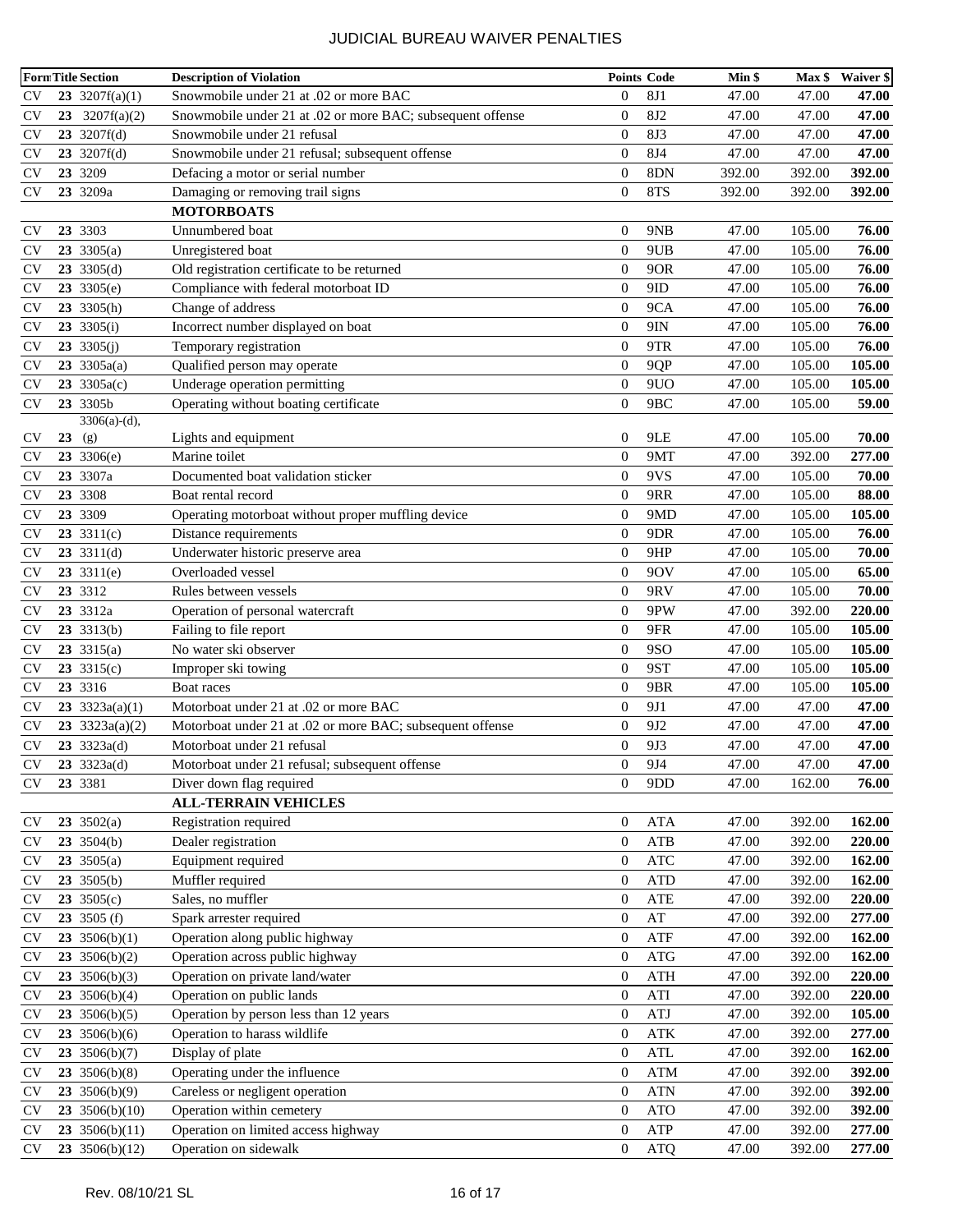# JUDICIAL BUREAU WAIVER PENALTIES

| Form | Title | Section | Description of Violation | Points | Code | Min $ | Max $ | Waiver $ |
|---|---|---|---|---|---|---|---|---|
| CV | 23 | 3207f(a)(1) | Snowmobile under 21 at .02 or more BAC | 0 | 8J1 | 47.00 | 47.00 | **47.00** |
| CV | 23 | 3207f(a)(2) | Snowmobile under 21 at .02 or more BAC; subsequent offense | 0 | 8J2 | 47.00 | 47.00 | **47.00** |
| CV | 23 | 3207f(d) | Snowmobile under 21 refusal | 0 | 8J3 | 47.00 | 47.00 | **47.00** |
| CV | 23 | 3207f(d) | Snowmobile under 21 refusal; subsequent offense | 0 | 8J4 | 47.00 | 47.00 | **47.00** |
| CV | 23 | 3209 | Defacing a motor or serial number | 0 | 8DN | 392.00 | 392.00 | **392.00** |
| CV | 23 | 3209a | Damaging or removing trail signs | 0 | 8TS | 392.00 | 392.00 | **392.00** |
| | | | **MOTORBOATS** | | | | | |
| CV | 23 | 3303 | Unnumbered boat | 0 | 9NB | 47.00 | 105.00 | **76.00** |
| CV | 23 | 3305(a) | Unregistered boat | 0 | 9UB | 47.00 | 105.00 | **76.00** |
| CV | 23 | 3305(d) | Old registration certificate to be returned | 0 | 9OR | 47.00 | 105.00 | **76.00** |
| CV | 23 | 3305(e) | Compliance with federal motorboat ID | 0 | 9ID | 47.00 | 105.00 | **76.00** |
| CV | 23 | 3305(h) | Change of address | 0 | 9CA | 47.00 | 105.00 | **76.00** |
| CV | 23 | 3305(i) | Incorrect number displayed on boat | 0 | 9IN | 47.00 | 105.00 | **76.00** |
| CV | 23 | 3305(j) | Temporary registration | 0 | 9TR | 47.00 | 105.00 | **76.00** |
| CV | 23 | 3305a(a) | Qualified person may operate | 0 | 9QP | 47.00 | 105.00 | **105.00** |
| CV | 23 | 3305a(c) | Underage operation permitting | 0 | 9UO | 47.00 | 105.00 | **105.00** |
| CV | 23 | 3305b | Operating without boating certificate | 0 | 9BC | 47.00 | 105.00 | **59.00** |
| CV | 23 | 3306(a)-(d), (g) | Lights and equipment | 0 | 9LE | 47.00 | 105.00 | **70.00** |
| CV | 23 | 3306(e) | Marine toilet | 0 | 9MT | 47.00 | 392.00 | **277.00** |
| CV | 23 | 3307a | Documented boat validation sticker | 0 | 9VS | 47.00 | 105.00 | **70.00** |
| CV | 23 | 3308 | Boat rental record | 0 | 9RR | 47.00 | 105.00 | **88.00** |
| CV | 23 | 3309 | Operating motorboat without proper muffling device | 0 | 9MD | 47.00 | 105.00 | **105.00** |
| CV | 23 | 3311(c) | Distance requirements | 0 | 9DR | 47.00 | 105.00 | **76.00** |
| CV | 23 | 3311(d) | Underwater historic preserve area | 0 | 9HP | 47.00 | 105.00 | **70.00** |
| CV | 23 | 3311(e) | Overloaded vessel | 0 | 9OV | 47.00 | 105.00 | **65.00** |
| CV | 23 | 3312 | Rules between vessels | 0 | 9RV | 47.00 | 105.00 | **70.00** |
| CV | 23 | 3312a | Operation of personal watercraft | 0 | 9PW | 47.00 | 392.00 | **220.00** |
| CV | 23 | 3313(b) | Failing to file report | 0 | 9FR | 47.00 | 105.00 | **105.00** |
| CV | 23 | 3315(a) | No water ski observer | 0 | 9SO | 47.00 | 105.00 | **105.00** |
| CV | 23 | 3315(c) | Improper ski towing | 0 | 9ST | 47.00 | 105.00 | **105.00** |
| CV | 23 | 3316 | Boat races | 0 | 9BR | 47.00 | 105.00 | **105.00** |
| CV | 23 | 3323a(a)(1) | Motorboat under 21 at .02 or more BAC | 0 | 9J1 | 47.00 | 47.00 | **47.00** |
| CV | 23 | 3323a(a)(2) | Motorboat under 21 at .02 or more BAC; subsequent offense | 0 | 9J2 | 47.00 | 47.00 | **47.00** |
| CV | 23 | 3323a(d) | Motorboat under 21 refusal | 0 | 9J3 | 47.00 | 47.00 | **47.00** |
| CV | 23 | 3323a(d) | Motorboat under 21 refusal; subsequent offense | 0 | 9J4 | 47.00 | 47.00 | **47.00** |
| CV | 23 | 3381 | Diver down flag required | 0 | 9DD | 47.00 | 162.00 | **76.00** |
| | | | **ALL-TERRAIN VEHICLES** | | | | | |
| CV | 23 | 3502(a) | Registration required | 0 | ATA | 47.00 | 392.00 | **162.00** |
| CV | 23 | 3504(b) | Dealer registration | 0 | ATB | 47.00 | 392.00 | **220.00** |
| CV | 23 | 3505(a) | Equipment required | 0 | ATC | 47.00 | 392.00 | **162.00** |
| CV | 23 | 3505(b) | Muffler required | 0 | ATD | 47.00 | 392.00 | **162.00** |
| CV | 23 | 3505(c) | Sales, no muffler | 0 | ATE | 47.00 | 392.00 | **220.00** |
| CV | 23 | 3505 (f) | Spark arrester required | 0 | AT | 47.00 | 392.00 | **277.00** |
| CV | 23 | 3506(b)(1) | Operation along public highway | 0 | ATF | 47.00 | 392.00 | **162.00** |
| CV | 23 | 3506(b)(2) | Operation across public highway | 0 | ATG | 47.00 | 392.00 | **162.00** |
| CV | 23 | 3506(b)(3) | Operation on private land/water | 0 | ATH | 47.00 | 392.00 | **220.00** |
| CV | 23 | 3506(b)(4) | Operation on public lands | 0 | ATI | 47.00 | 392.00 | **220.00** |
| CV | 23 | 3506(b)(5) | Operation by person less than 12 years | 0 | ATJ | 47.00 | 392.00 | **105.00** |
| CV | 23 | 3506(b)(6) | Operation to harass wildlife | 0 | ATK | 47.00 | 392.00 | **277.00** |
| CV | 23 | 3506(b)(7) | Display of plate | 0 | ATL | 47.00 | 392.00 | **162.00** |
| CV | 23 | 3506(b)(8) | Operating under the influence | 0 | ATM | 47.00 | 392.00 | **392.00** |
| CV | 23 | 3506(b)(9) | Careless or negligent operation | 0 | ATN | 47.00 | 392.00 | **392.00** |
| CV | 23 | 3506(b)(10) | Operation within cemetery | 0 | ATO | 47.00 | 392.00 | **392.00** |
| CV | 23 | 3506(b)(11) | Operation on limited access highway | 0 | ATP | 47.00 | 392.00 | **277.00** |
| CV | 23 | 3506(b)(12) | Operation on sidewalk | 0 | ATQ | 47.00 | 392.00 | **277.00** |

Rev. 08/10/21 SL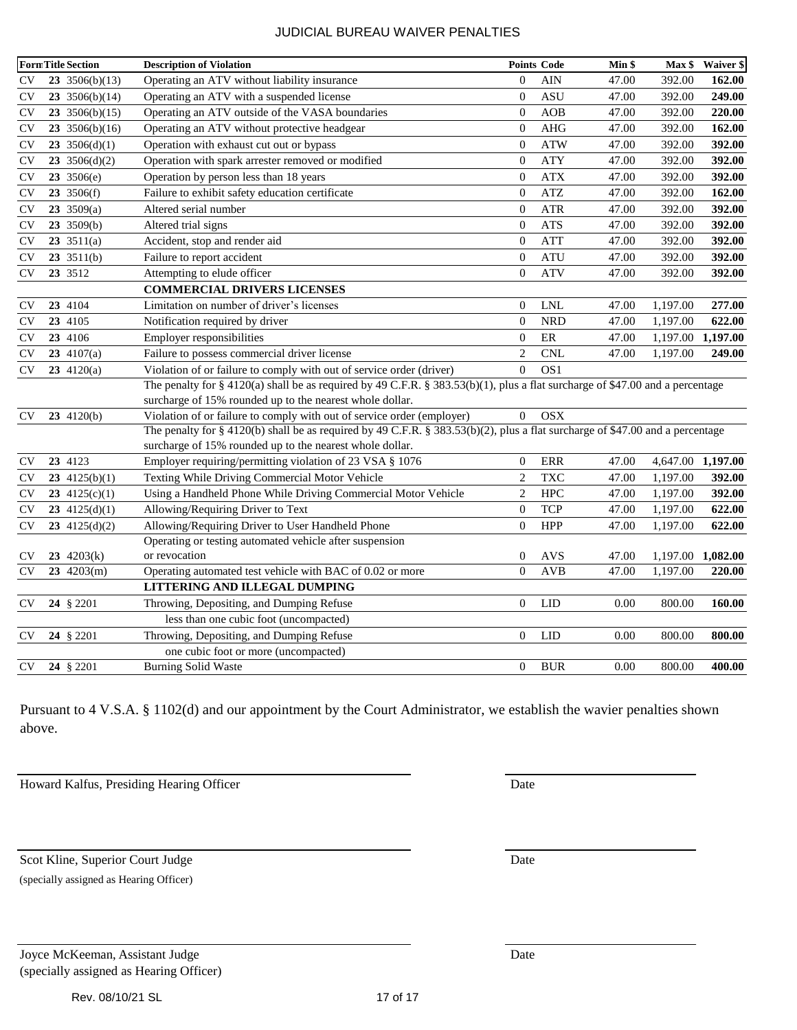# JUDICIAL BUREAU WAIVER PENALTIES

| Form | Title | Section | Description of Violation | Points | Code | Min $ | Max $ | Waiver $ |
|---|---|---|---|---|---|---|---|---|
| CV | 23 | 3506(b)(13) | Operating an ATV without liability insurance | 0 | AIN | 47.00 | 392.00 | **162.00** |
| CV | 23 | 3506(b)(14) | Operating an ATV with a suspended license | 0 | ASU | 47.00 | 392.00 | **249.00** |
| CV | 23 | 3506(b)(15) | Operating an ATV outside of the VASA boundaries | 0 | AOB | 47.00 | 392.00 | **220.00** |
| CV | 23 | 3506(b)(16) | Operating an ATV without protective headgear | 0 | AHG | 47.00 | 392.00 | **162.00** |
| CV | 23 | 3506(d)(1) | Operation with exhaust cut out or bypass | 0 | ATW | 47.00 | 392.00 | **392.00** |
| CV | 23 | 3506(d)(2) | Operation with spark arrester removed or modified | 0 | ATY | 47.00 | 392.00 | **392.00** |
| CV | 23 | 3506(e) | Operation by person less than 18 years | 0 | ATX | 47.00 | 392.00 | **392.00** |
| CV | 23 | 3506(f) | Failure to exhibit safety education certificate | 0 | ATZ | 47.00 | 392.00 | **162.00** |
| CV | 23 | 3509(a) | Altered serial number | 0 | ATR | 47.00 | 392.00 | **392.00** |
| CV | 23 | 3509(b) | Altered trial signs | 0 | ATS | 47.00 | 392.00 | **392.00** |
| CV | 23 | 3511(a) | Accident, stop and render aid | 0 | ATT | 47.00 | 392.00 | **392.00** |
| CV | 23 | 3511(b) | Failure to report accident | 0 | ATU | 47.00 | 392.00 | **392.00** |
| CV | 23 | 3512 | Attempting to elude officer | 0 | ATV | 47.00 | 392.00 | **392.00** |
| | | | **COMMERCIAL DRIVERS LICENSES** | | | | | |
| CV | 23 | 4104 | Limitation on number of driver's licenses | 0 | LNL | 47.00 | 1,197.00 | **277.00** |
| CV | 23 | 4105 | Notification required by driver | 0 | NRD | 47.00 | 1,197.00 | **622.00** |
| CV | 23 | 4106 | Employer responsibilities | 0 | ER | 47.00 | 1,197.00 | **1,197.00** |
| CV | 23 | 4107(a) | Failure to possess commercial driver license | 2 | CNL | 47.00 | 1,197.00 | **249.00** |
| CV | 23 | 4120(a) | Violation of or failure to comply with out of service order (driver) | 0 | OS1 | | | |
| | | | The penalty for § 4120(a) shall be as required by 49 C.F.R. § 383.53(b)(1), plus a flat surcharge of $47.00 and a percentage surcharge of 15% rounded up to the nearest whole dollar. | | | | | |
| CV | 23 | 4120(b) | Violation of or failure to comply with out of service order (employer) | 0 | OSX | | | |
| | | | The penalty for § 4120(b) shall be as required by 49 C.F.R. § 383.53(b)(2), plus a flat surcharge of $47.00 and a percentage surcharge of 15% rounded up to the nearest whole dollar. | | | | | |
| CV | 23 | 4123 | Employer requiring/permitting violation of 23 VSA § 1076 | 0 | ERR | 47.00 | 4,647.00 | **1,197.00** |
| CV | 23 | 4125(b)(1) | Texting While Driving Commercial Motor Vehicle | 2 | TXC | 47.00 | 1,197.00 | **392.00** |
| CV | 23 | 4125(c)(1) | Using a Handheld Phone While Driving Commercial Motor Vehicle | 2 | HPC | 47.00 | 1,197.00 | **392.00** |
| CV | 23 | 4125(d)(1) | Allowing/Requiring Driver to Text | 0 | TCP | 47.00 | 1,197.00 | **622.00** |
| CV | 23 | 4125(d)(2) | Allowing/Requiring Driver to User Handheld Phone | 0 | HPP | 47.00 | 1,197.00 | **622.00** |
| CV | 23 | 4203(k) | Operating or testing automated vehicle after suspension or revocation | 0 | AVS | 47.00 | 1,197.00 | **1,082.00** |
| CV | 23 | 4203(m) | Operating automated test vehicle with BAC of 0.02 or more | 0 | AVB | 47.00 | 1,197.00 | **220.00** |
| | | | **LITTERING AND ILLEGAL DUMPING** | | | | | |
| CV | 24 | § 2201 | Throwing, Depositing, and Dumping Refuse less than one cubic foot (uncompacted) | 0 | LID | 0.00 | 800.00 | **160.00** |
| CV | 24 | § 2201 | Throwing, Depositing, and Dumping Refuse one cubic foot or more (uncompacted) | 0 | LID | 0.00 | 800.00 | **800.00** |
| CV | 24 | § 2201 | Burning Solid Waste | 0 | BUR | 0.00 | 800.00 | **400.00** |

Pursuant to 4 V.S.A. § 1102(d) and our appointment by the Court Administrator, we establish the wavier penalties shown above.

Howard Kalfus, Presiding Hearing Officer — Date

Scot Kline, Superior Court Judge
(specially assigned as Hearing Officer) — Date

Joyce McKeeman, Assistant Judge
(specially assigned as Hearing Officer) — Date

Rev. 08/10/21 SL